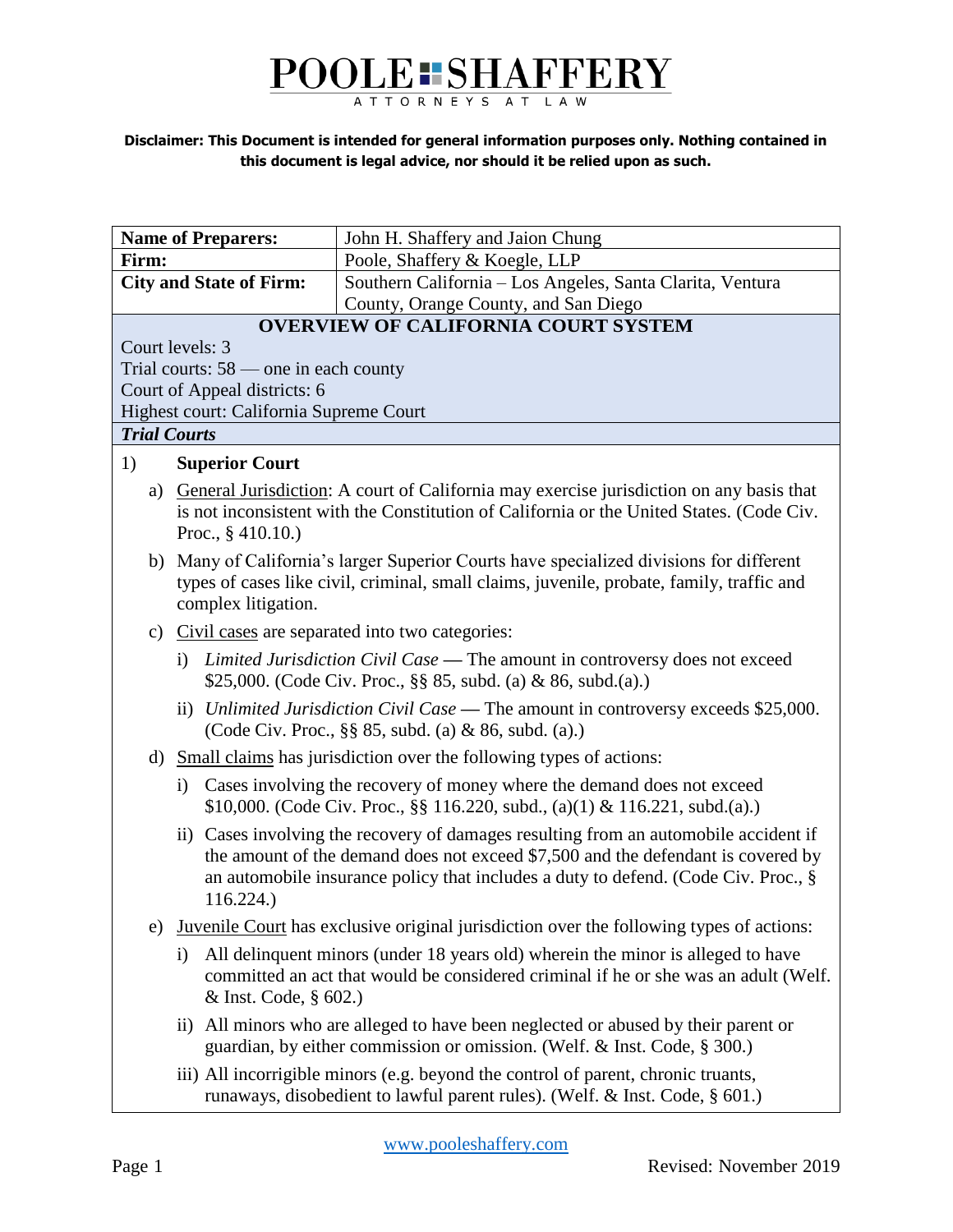# POOLE SHAFFERY

ATTORNEYS AT LAW

**Disclaimer: This Document is intended for general information purposes only. Nothing contained in this document is legal advice, nor should it be relied upon as such.**

| **Name of Preparers:** | John H. Shaffery and Jaion Chung |
|---|---|
| **Firm:** | Poole, Shaffery & Koegle, LLP |
| **City and State of Firm:** | Southern California – Los Angeles, Santa Clarita, Ventura County, Orange County, and San Diego |

## OVERVIEW OF CALIFORNIA COURT SYSTEM

Court levels: 3

Trial courts: 58 — one in each county

Court of Appeal districts: 6

Highest court: California Supreme Court

### *Trial Courts*

1) **Superior Court**

   a) General Jurisdiction: A court of California may exercise jurisdiction on any basis that is not inconsistent with the Constitution of California or the United States. (Code Civ. Proc., § 410.10.)

   b) Many of California's larger Superior Courts have specialized divisions for different types of cases like civil, criminal, small claims, juvenile, probate, family, traffic and complex litigation.

   c) Civil cases are separated into two categories:

      i) *Limited Jurisdiction Civil Case* — The amount in controversy does not exceed $25,000. (Code Civ. Proc., §§ 85, subd. (a) & 86, subd.(a).)

      ii) *Unlimited Jurisdiction Civil Case* — The amount in controversy exceeds $25,000. (Code Civ. Proc., §§ 85, subd. (a) & 86, subd. (a).)

   d) Small claims has jurisdiction over the following types of actions:

      i) Cases involving the recovery of money where the demand does not exceed $10,000. (Code Civ. Proc., §§ 116.220, subd., (a)(1) & 116.221, subd.(a).)

      ii) Cases involving the recovery of damages resulting from an automobile accident if the amount of the demand does not exceed $7,500 and the defendant is covered by an automobile insurance policy that includes a duty to defend. (Code Civ. Proc., § 116.224.)

   e) Juvenile Court has exclusive original jurisdiction over the following types of actions:

      i) All delinquent minors (under 18 years old) wherein the minor is alleged to have committed an act that would be considered criminal if he or she was an adult (Welf. & Inst. Code, § 602.)

      ii) All minors who are alleged to have been neglected or abused by their parent or guardian, by either commission or omission. (Welf. & Inst. Code, § 300.)

      iii) All incorrigible minors (e.g. beyond the control of parent, chronic truants, runaways, disobedient to lawful parent rules). (Welf. & Inst. Code, § 601.)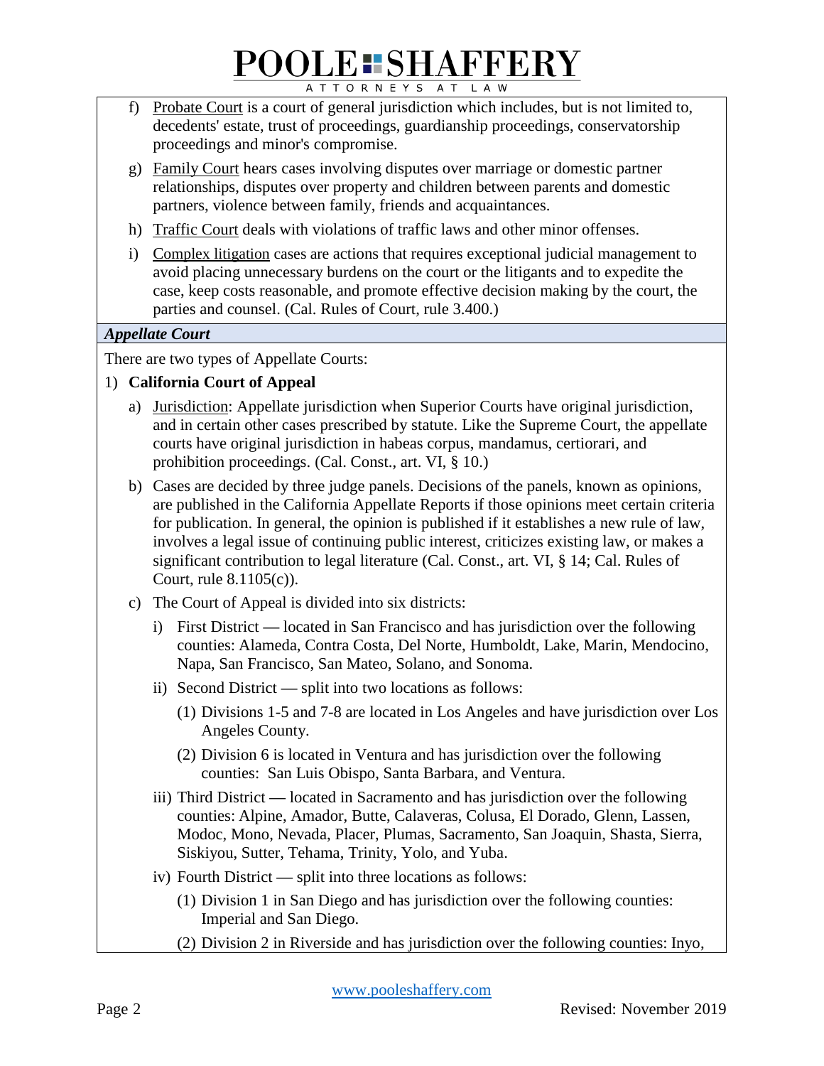f) <u>Probate Court</u> is a court of general jurisdiction which includes, but is not limited to, decedents' estate, trust of proceedings, guardianship proceedings, conservatorship proceedings and minor's compromise.

g) <u>Family Court</u> hears cases involving disputes over marriage or domestic partner relationships, disputes over property and children between parents and domestic partners, violence between family, friends and acquaintances.

h) <u>Traffic Court</u> deals with violations of traffic laws and other minor offenses.

i) <u>Complex litigation</u> cases are actions that requires exceptional judicial management to avoid placing unnecessary burdens on the court or the litigants and to expedite the case, keep costs reasonable, and promote effective decision making by the court, the parties and counsel. (Cal. Rules of Court, rule 3.400.)

***Appellate Court***

There are two types of Appellate Courts:

1) **California Court of Appeal**

   a) <u>Jurisdiction</u>: Appellate jurisdiction when Superior Courts have original jurisdiction, and in certain other cases prescribed by statute. Like the Supreme Court, the appellate courts have original jurisdiction in habeas corpus, mandamus, certiorari, and prohibition proceedings. (Cal. Const., art. VI, § 10.)

   b) Cases are decided by three judge panels. Decisions of the panels, known as opinions, are published in the California Appellate Reports if those opinions meet certain criteria for publication. In general, the opinion is published if it establishes a new rule of law, involves a legal issue of continuing public interest, criticizes existing law, or makes a significant contribution to legal literature (Cal. Const., art. VI, § 14; Cal. Rules of Court, rule 8.1105(c)).

   c) The Court of Appeal is divided into six districts:

      i) First District — located in San Francisco and has jurisdiction over the following counties: Alameda, Contra Costa, Del Norte, Humboldt, Lake, Marin, Mendocino, Napa, San Francisco, San Mateo, Solano, and Sonoma.

      ii) Second District — split into two locations as follows:

         (1) Divisions 1-5 and 7-8 are located in Los Angeles and have jurisdiction over Los Angeles County.

         (2) Division 6 is located in Ventura and has jurisdiction over the following counties: San Luis Obispo, Santa Barbara, and Ventura.

      iii) Third District — located in Sacramento and has jurisdiction over the following counties: Alpine, Amador, Butte, Calaveras, Colusa, El Dorado, Glenn, Lassen, Modoc, Mono, Nevada, Placer, Plumas, Sacramento, San Joaquin, Shasta, Sierra, Siskiyou, Sutter, Tehama, Trinity, Yolo, and Yuba.

      iv) Fourth District — split into three locations as follows:

         (1) Division 1 in San Diego and has jurisdiction over the following counties: Imperial and San Diego.

         (2) Division 2 in Riverside and has jurisdiction over the following counties: Inyo,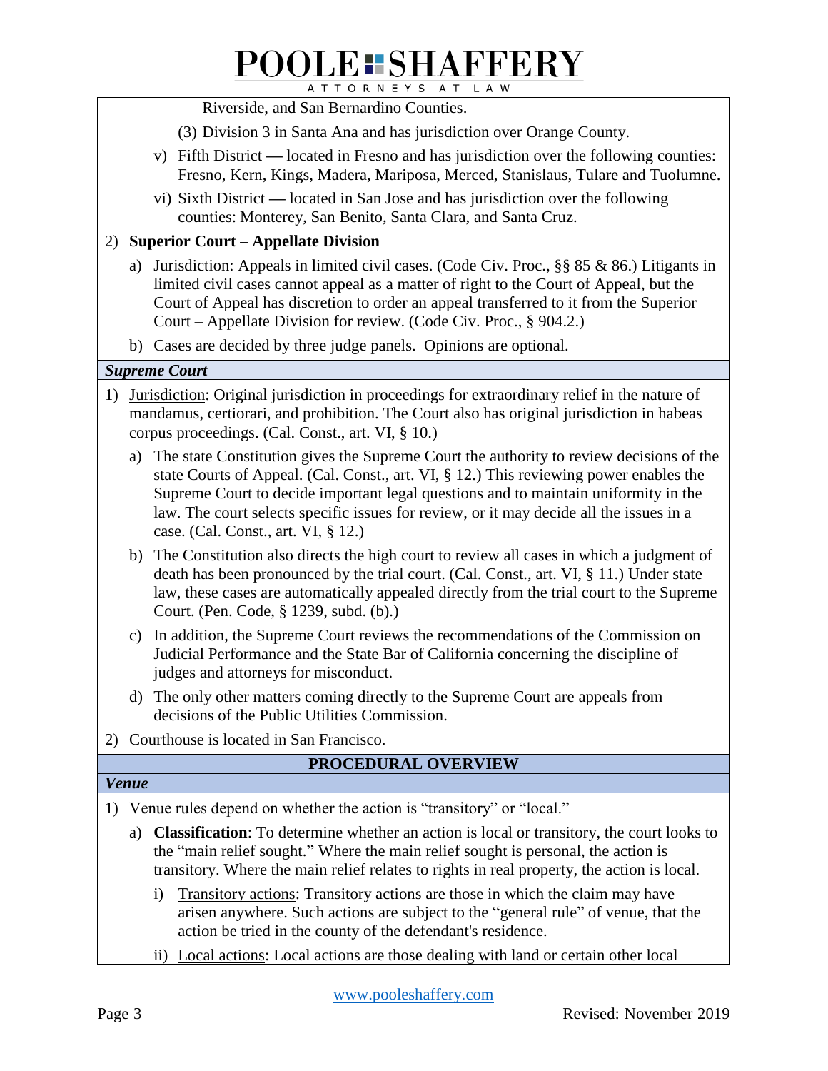Riverside, and San Bernardino Counties.

      (3) Division 3 in Santa Ana and has jurisdiction over Orange County.

   v) Fifth District — located in Fresno and has jurisdiction over the following counties: Fresno, Kern, Kings, Madera, Mariposa, Merced, Stanislaus, Tulare and Tuolumne.

   vi) Sixth District — located in San Jose and has jurisdiction over the following counties: Monterey, San Benito, Santa Clara, and Santa Cruz.

2) **Superior Court – Appellate Division**

   a) Jurisdiction: Appeals in limited civil cases. (Code Civ. Proc., §§ 85 & 86.) Litigants in limited civil cases cannot appeal as a matter of right to the Court of Appeal, but the Court of Appeal has discretion to order an appeal transferred to it from the Superior Court – Appellate Division for review. (Code Civ. Proc., § 904.2.)

   b) Cases are decided by three judge panels. Opinions are optional.

***Supreme Court***

1) Jurisdiction: Original jurisdiction in proceedings for extraordinary relief in the nature of mandamus, certiorari, and prohibition. The Court also has original jurisdiction in habeas corpus proceedings. (Cal. Const., art. VI, § 10.)

   a) The state Constitution gives the Supreme Court the authority to review decisions of the state Courts of Appeal. (Cal. Const., art. VI, § 12.) This reviewing power enables the Supreme Court to decide important legal questions and to maintain uniformity in the law. The court selects specific issues for review, or it may decide all the issues in a case. (Cal. Const., art. VI, § 12.)

   b) The Constitution also directs the high court to review all cases in which a judgment of death has been pronounced by the trial court. (Cal. Const., art. VI, § 11.) Under state law, these cases are automatically appealed directly from the trial court to the Supreme Court. (Pen. Code, § 1239, subd. (b).)

   c) In addition, the Supreme Court reviews the recommendations of the Commission on Judicial Performance and the State Bar of California concerning the discipline of judges and attorneys for misconduct.

   d) The only other matters coming directly to the Supreme Court are appeals from decisions of the Public Utilities Commission.

2) Courthouse is located in San Francisco.

## PROCEDURAL OVERVIEW

***Venue***

1) Venue rules depend on whether the action is "transitory" or "local."

   a) **Classification**: To determine whether an action is local or transitory, the court looks to the "main relief sought." Where the main relief sought is personal, the action is transitory. Where the main relief relates to rights in real property, the action is local.

      i) Transitory actions: Transitory actions are those in which the claim may have arisen anywhere. Such actions are subject to the "general rule" of venue, that the action be tried in the county of the defendant's residence.

      ii) Local actions: Local actions are those dealing with land or certain other local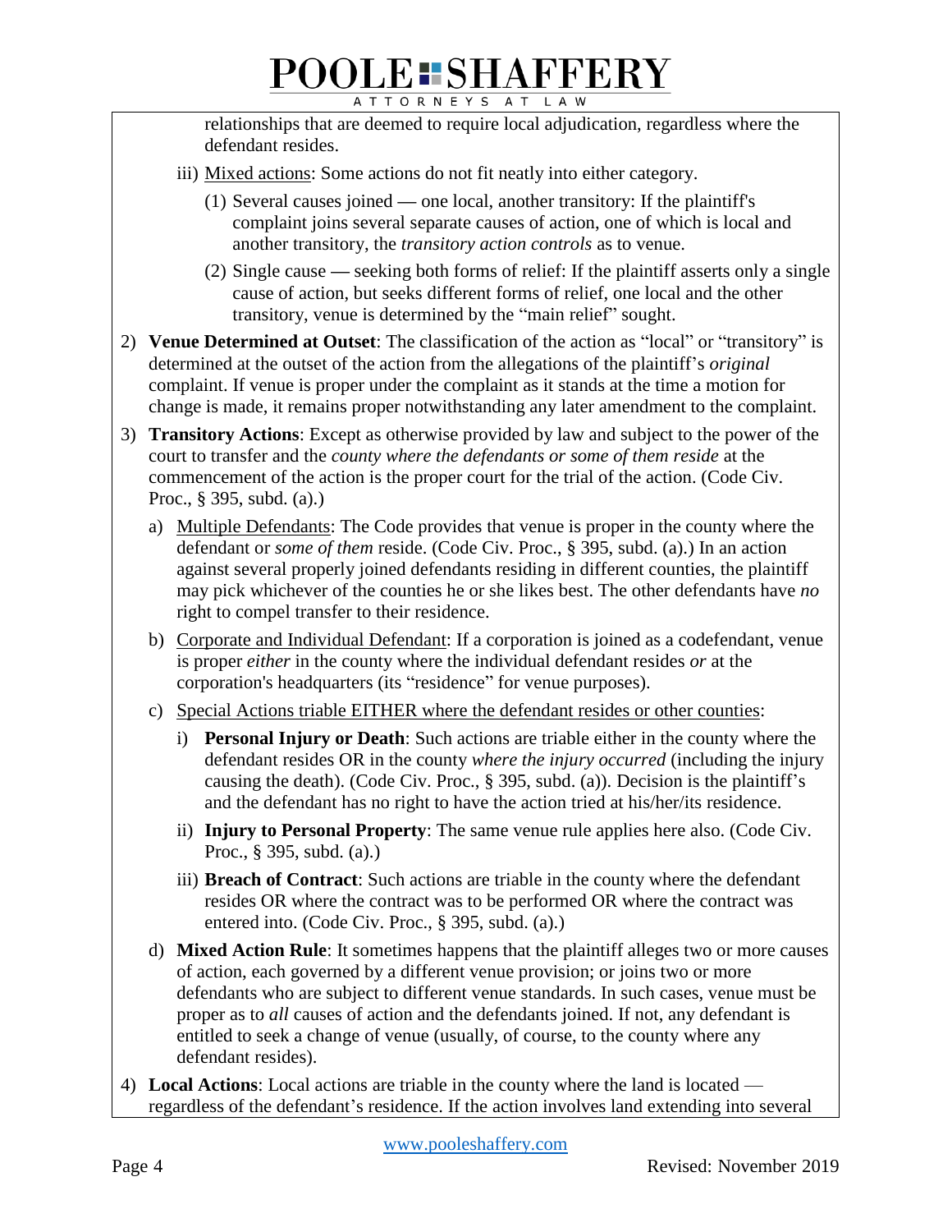relationships that are deemed to require local adjudication, regardless where the defendant resides.

iii) Mixed actions: Some actions do not fit neatly into either category.

(1) Several causes joined — one local, another transitory: If the plaintiff's complaint joins several separate causes of action, one of which is local and another transitory, the *transitory action controls* as to venue.

(2) Single cause — seeking both forms of relief: If the plaintiff asserts only a single cause of action, but seeks different forms of relief, one local and the other transitory, venue is determined by the "main relief" sought.

2) **Venue Determined at Outset**: The classification of the action as "local" or "transitory" is determined at the outset of the action from the allegations of the plaintiff's *original* complaint. If venue is proper under the complaint as it stands at the time a motion for change is made, it remains proper notwithstanding any later amendment to the complaint.

3) **Transitory Actions**: Except as otherwise provided by law and subject to the power of the court to transfer and the *county where the defendants or some of them reside* at the commencement of the action is the proper court for the trial of the action. (Code Civ. Proc., § 395, subd. (a).)

a) Multiple Defendants: The Code provides that venue is proper in the county where the defendant or *some of them* reside. (Code Civ. Proc., § 395, subd. (a).) In an action against several properly joined defendants residing in different counties, the plaintiff may pick whichever of the counties he or she likes best. The other defendants have *no* right to compel transfer to their residence.

b) Corporate and Individual Defendant: If a corporation is joined as a codefendant, venue is proper *either* in the county where the individual defendant resides *or* at the corporation's headquarters (its "residence" for venue purposes).

c) Special Actions triable EITHER where the defendant resides or other counties:

i) **Personal Injury or Death**: Such actions are triable either in the county where the defendant resides OR in the county *where the injury occurred* (including the injury causing the death). (Code Civ. Proc., § 395, subd. (a)). Decision is the plaintiff's and the defendant has no right to have the action tried at his/her/its residence.

ii) **Injury to Personal Property**: The same venue rule applies here also. (Code Civ. Proc., § 395, subd. (a).)

iii) **Breach of Contract**: Such actions are triable in the county where the defendant resides OR where the contract was to be performed OR where the contract was entered into. (Code Civ. Proc., § 395, subd. (a).)

d) **Mixed Action Rule**: It sometimes happens that the plaintiff alleges two or more causes of action, each governed by a different venue provision; or joins two or more defendants who are subject to different venue standards. In such cases, venue must be proper as to *all* causes of action and the defendants joined. If not, any defendant is entitled to seek a change of venue (usually, of course, to the county where any defendant resides).

4) **Local Actions**: Local actions are triable in the county where the land is located — regardless of the defendant's residence. If the action involves land extending into several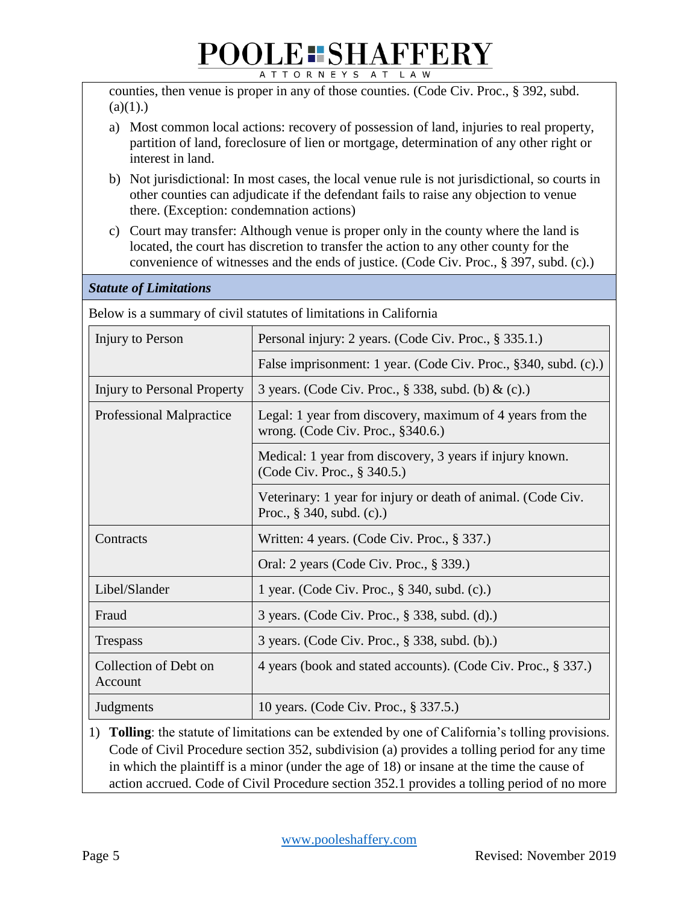counties, then venue is proper in any of those counties. (Code Civ. Proc., § 392, subd. (a)(1).)

a) Most common local actions: recovery of possession of land, injuries to real property, partition of land, foreclosure of lien or mortgage, determination of any other right or interest in land.

b) Not jurisdictional: In most cases, the local venue rule is not jurisdictional, so courts in other counties can adjudicate if the defendant fails to raise any objection to venue there. (Exception: condemnation actions)

c) Court may transfer: Although venue is proper only in the county where the land is located, the court has discretion to transfer the action to any other county for the convenience of witnesses and the ends of justice. (Code Civ. Proc., § 397, subd. (c).)

### *Statute of Limitations*

Below is a summary of civil statutes of limitations in California

| Injury to Person | Personal injury: 2 years. (Code Civ. Proc., § 335.1.) |
|---|---|
| | False imprisonment: 1 year. (Code Civ. Proc., §340, subd. (c).) |
| Injury to Personal Property | 3 years. (Code Civ. Proc., § 338, subd. (b) & (c).) |
| Professional Malpractice | Legal: 1 year from discovery, maximum of 4 years from the wrong. (Code Civ. Proc., §340.6.) |
| | Medical: 1 year from discovery, 3 years if injury known. (Code Civ. Proc., § 340.5.) |
| | Veterinary: 1 year for injury or death of animal. (Code Civ. Proc., § 340, subd. (c).) |
| Contracts | Written: 4 years. (Code Civ. Proc., § 337.) |
| | Oral: 2 years (Code Civ. Proc., § 339.) |
| Libel/Slander | 1 year. (Code Civ. Proc., § 340, subd. (c).) |
| Fraud | 3 years. (Code Civ. Proc., § 338, subd. (d).) |
| Trespass | 3 years. (Code Civ. Proc., § 338, subd. (b).) |
| Collection of Debt on Account | 4 years (book and stated accounts). (Code Civ. Proc., § 337.) |
| Judgments | 10 years. (Code Civ. Proc., § 337.5.) |

1) **Tolling**: the statute of limitations can be extended by one of California's tolling provisions. Code of Civil Procedure section 352, subdivision (a) provides a tolling period for any time in which the plaintiff is a minor (under the age of 18) or insane at the time the cause of action accrued. Code of Civil Procedure section 352.1 provides a tolling period of no more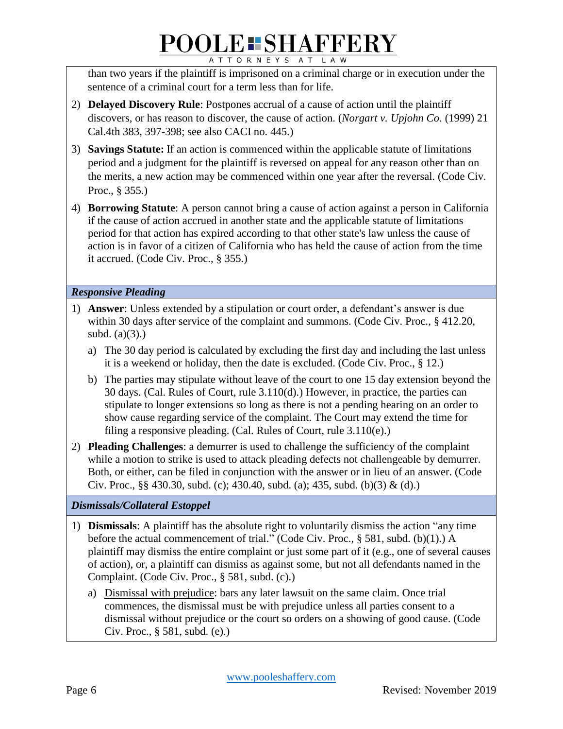than two years if the plaintiff is imprisoned on a criminal charge or in execution under the sentence of a criminal court for a term less than for life.

2) **Delayed Discovery Rule**: Postpones accrual of a cause of action until the plaintiff discovers, or has reason to discover, the cause of action. (*Norgart v. Upjohn Co.* (1999) 21 Cal.4th 383, 397-398; see also CACI no. 445.)

3) **Savings Statute:** If an action is commenced within the applicable statute of limitations period and a judgment for the plaintiff is reversed on appeal for any reason other than on the merits, a new action may be commenced within one year after the reversal. (Code Civ. Proc., § 355.)

4) **Borrowing Statute**: A person cannot bring a cause of action against a person in California if the cause of action accrued in another state and the applicable statute of limitations period for that action has expired according to that other state's law unless the cause of action is in favor of a citizen of California who has held the cause of action from the time it accrued. (Code Civ. Proc., § 355.)

### *Responsive Pleading*

1) **Answer**: Unless extended by a stipulation or court order, a defendant's answer is due within 30 days after service of the complaint and summons. (Code Civ. Proc., § 412.20, subd. (a)(3).)

   a) The 30 day period is calculated by excluding the first day and including the last unless it is a weekend or holiday, then the date is excluded. (Code Civ. Proc., § 12.)

   b) The parties may stipulate without leave of the court to one 15 day extension beyond the 30 days. (Cal. Rules of Court, rule 3.110(d).) However, in practice, the parties can stipulate to longer extensions so long as there is not a pending hearing on an order to show cause regarding service of the complaint. The Court may extend the time for filing a responsive pleading. (Cal. Rules of Court, rule 3.110(e).)

2) **Pleading Challenges**: a demurrer is used to challenge the sufficiency of the complaint while a motion to strike is used to attack pleading defects not challengeable by demurrer. Both, or either, can be filed in conjunction with the answer or in lieu of an answer. (Code Civ. Proc., §§ 430.30, subd. (c); 430.40, subd. (a); 435, subd. (b)(3) & (d).)

### *Dismissals/Collateral Estoppel*

1) **Dismissals**: A plaintiff has the absolute right to voluntarily dismiss the action "any time before the actual commencement of trial." (Code Civ. Proc., § 581, subd. (b)(1).) A plaintiff may dismiss the entire complaint or just some part of it (e.g., one of several causes of action), or, a plaintiff can dismiss as against some, but not all defendants named in the Complaint. (Code Civ. Proc., § 581, subd. (c).)

   a) Dismissal with prejudice: bars any later lawsuit on the same claim. Once trial commences, the dismissal must be with prejudice unless all parties consent to a dismissal without prejudice or the court so orders on a showing of good cause. (Code Civ. Proc., § 581, subd. (e).)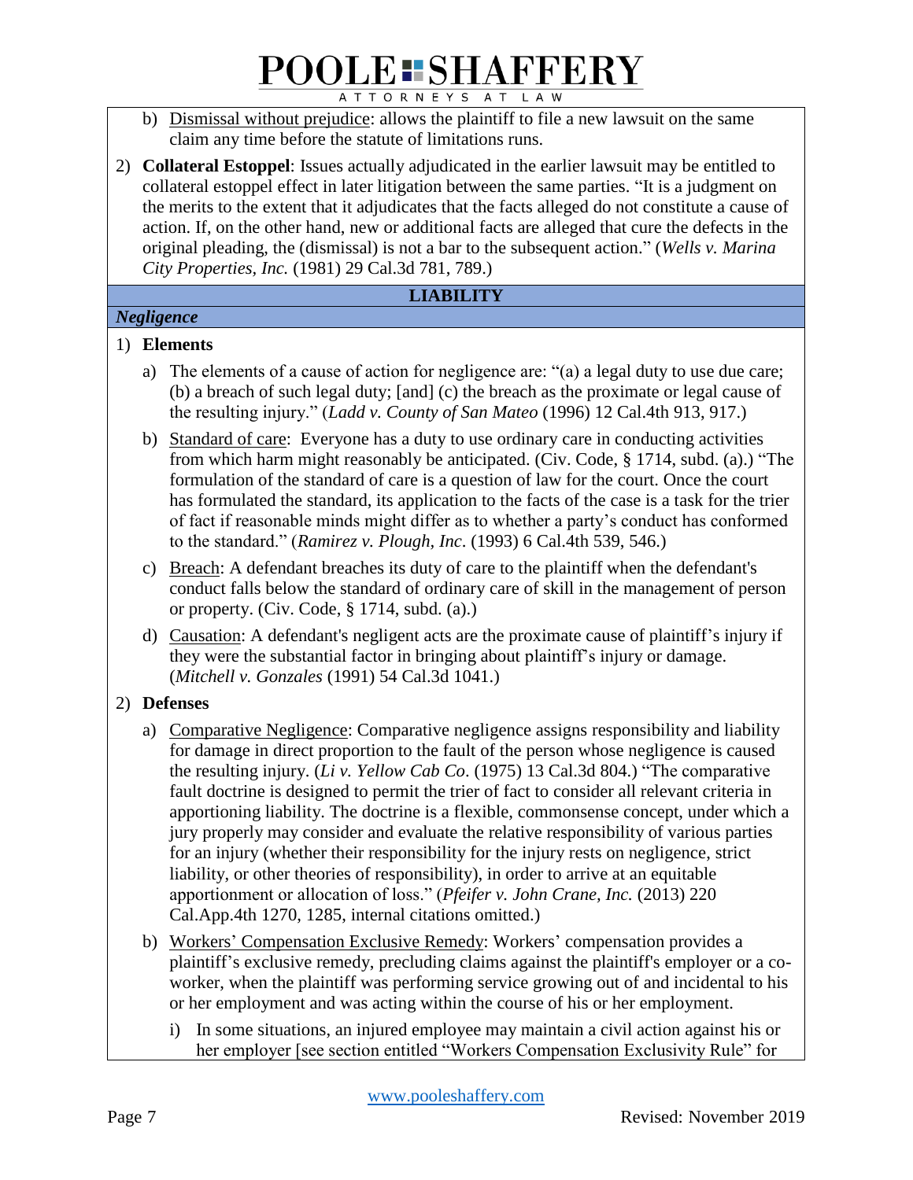b) Dismissal without prejudice: allows the plaintiff to file a new lawsuit on the same claim any time before the statute of limitations runs.

2) **Collateral Estoppel**: Issues actually adjudicated in the earlier lawsuit may be entitled to collateral estoppel effect in later litigation between the same parties. "It is a judgment on the merits to the extent that it adjudicates that the facts alleged do not constitute a cause of action. If, on the other hand, new or additional facts are alleged that cure the defects in the original pleading, the (dismissal) is not a bar to the subsequent action." (*Wells v. Marina City Properties, Inc.* (1981) 29 Cal.3d 781, 789.)

## LIABILITY

### *Negligence*

1) **Elements**

   a) The elements of a cause of action for negligence are: "(a) a legal duty to use due care; (b) a breach of such legal duty; [and] (c) the breach as the proximate or legal cause of the resulting injury." (*Ladd v. County of San Mateo* (1996) 12 Cal.4th 913, 917.)

   b) Standard of care: Everyone has a duty to use ordinary care in conducting activities from which harm might reasonably be anticipated. (Civ. Code, § 1714, subd. (a).) "The formulation of the standard of care is a question of law for the court. Once the court has formulated the standard, its application to the facts of the case is a task for the trier of fact if reasonable minds might differ as to whether a party's conduct has conformed to the standard." (*Ramirez v. Plough, Inc.* (1993) 6 Cal.4th 539, 546.)

   c) Breach: A defendant breaches its duty of care to the plaintiff when the defendant's conduct falls below the standard of ordinary care of skill in the management of person or property. (Civ. Code, § 1714, subd. (a).)

   d) Causation: A defendant's negligent acts are the proximate cause of plaintiff's injury if they were the substantial factor in bringing about plaintiff's injury or damage. (*Mitchell v. Gonzales* (1991) 54 Cal.3d 1041.)

2) **Defenses**

   a) Comparative Negligence: Comparative negligence assigns responsibility and liability for damage in direct proportion to the fault of the person whose negligence is caused the resulting injury. (*Li v. Yellow Cab Co*. (1975) 13 Cal.3d 804.) "The comparative fault doctrine is designed to permit the trier of fact to consider all relevant criteria in apportioning liability. The doctrine is a flexible, commonsense concept, under which a jury properly may consider and evaluate the relative responsibility of various parties for an injury (whether their responsibility for the injury rests on negligence, strict liability, or other theories of responsibility), in order to arrive at an equitable apportionment or allocation of loss." (*Pfeifer v. John Crane, Inc.* (2013) 220 Cal.App.4th 1270, 1285, internal citations omitted.)

   b) Workers' Compensation Exclusive Remedy: Workers' compensation provides a plaintiff's exclusive remedy, precluding claims against the plaintiff's employer or a co-worker, when the plaintiff was performing service growing out of and incidental to his or her employment and was acting within the course of his or her employment.

      i) In some situations, an injured employee may maintain a civil action against his or her employer [see section entitled "Workers Compensation Exclusivity Rule" for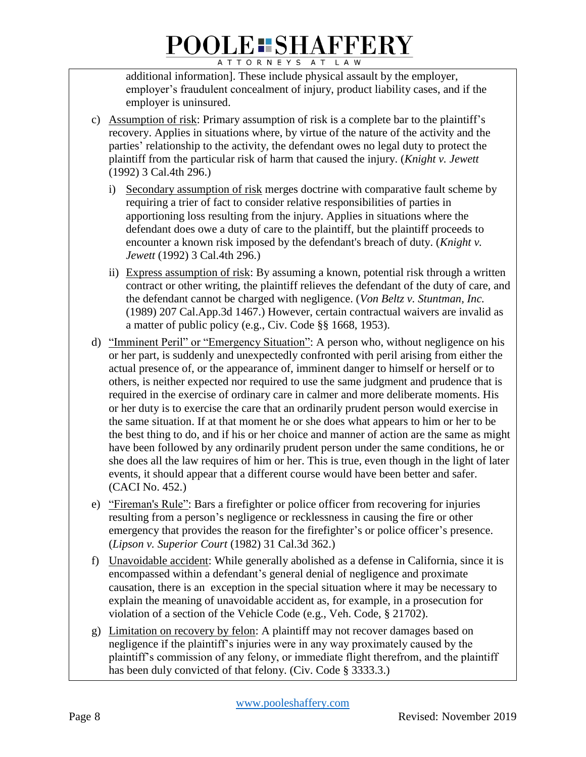additional information]. These include physical assault by the employer, employer's fraudulent concealment of injury, product liability cases, and if the employer is uninsured.

c) Assumption of risk: Primary assumption of risk is a complete bar to the plaintiff's recovery. Applies in situations where, by virtue of the nature of the activity and the parties' relationship to the activity, the defendant owes no legal duty to protect the plaintiff from the particular risk of harm that caused the injury. (*Knight v. Jewett* (1992) 3 Cal.4th 296.)

   i) Secondary assumption of risk merges doctrine with comparative fault scheme by requiring a trier of fact to consider relative responsibilities of parties in apportioning loss resulting from the injury. Applies in situations where the defendant does owe a duty of care to the plaintiff, but the plaintiff proceeds to encounter a known risk imposed by the defendant's breach of duty. (*Knight v. Jewett* (1992) 3 Cal.4th 296.)

   ii) Express assumption of risk: By assuming a known, potential risk through a written contract or other writing, the plaintiff relieves the defendant of the duty of care, and the defendant cannot be charged with negligence. (*Von Beltz v. Stuntman, Inc.* (1989) 207 Cal.App.3d 1467.) However, certain contractual waivers are invalid as a matter of public policy (e.g., Civ. Code §§ 1668, 1953).

d) "Imminent Peril" or "Emergency Situation": A person who, without negligence on his or her part, is suddenly and unexpectedly confronted with peril arising from either the actual presence of, or the appearance of, imminent danger to himself or herself or to others, is neither expected nor required to use the same judgment and prudence that is required in the exercise of ordinary care in calmer and more deliberate moments. His or her duty is to exercise the care that an ordinarily prudent person would exercise in the same situation. If at that moment he or she does what appears to him or her to be the best thing to do, and if his or her choice and manner of action are the same as might have been followed by any ordinarily prudent person under the same conditions, he or she does all the law requires of him or her. This is true, even though in the light of later events, it should appear that a different course would have been better and safer. (CACI No. 452.)

e) "Fireman's Rule": Bars a firefighter or police officer from recovering for injuries resulting from a person's negligence or recklessness in causing the fire or other emergency that provides the reason for the firefighter's or police officer's presence. (*Lipson v. Superior Court* (1982) 31 Cal.3d 362.)

f) Unavoidable accident: While generally abolished as a defense in California, since it is encompassed within a defendant's general denial of negligence and proximate causation, there is an exception in the special situation where it may be necessary to explain the meaning of unavoidable accident as, for example, in a prosecution for violation of a section of the Vehicle Code (e.g., Veh. Code, § 21702).

g) Limitation on recovery by felon: A plaintiff may not recover damages based on negligence if the plaintiff's injuries were in any way proximately caused by the plaintiff's commission of any felony, or immediate flight therefrom, and the plaintiff has been duly convicted of that felony. (Civ. Code § 3333.3.)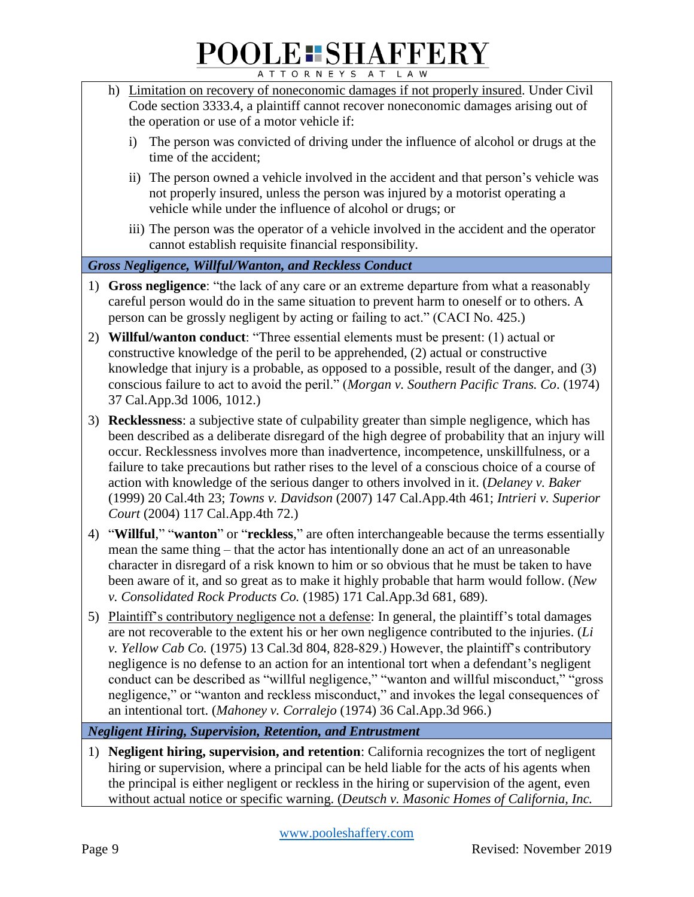h) Limitation on recovery of noneconomic damages if not properly insured. Under Civil Code section 3333.4, a plaintiff cannot recover noneconomic damages arising out of the operation or use of a motor vehicle if:

   i) The person was convicted of driving under the influence of alcohol or drugs at the time of the accident;

   ii) The person owned a vehicle involved in the accident and that person's vehicle was not properly insured, unless the person was injured by a motorist operating a vehicle while under the influence of alcohol or drugs; or

   iii) The person was the operator of a vehicle involved in the accident and the operator cannot establish requisite financial responsibility.

### *Gross Negligence, Willful/Wanton, and Reckless Conduct*

1) **Gross negligence**: "the lack of any care or an extreme departure from what a reasonably careful person would do in the same situation to prevent harm to oneself or to others. A person can be grossly negligent by acting or failing to act." (CACI No. 425.)

2) **Willful/wanton conduct**: "Three essential elements must be present: (1) actual or constructive knowledge of the peril to be apprehended, (2) actual or constructive knowledge that injury is a probable, as opposed to a possible, result of the danger, and (3) conscious failure to act to avoid the peril." (*Morgan v. Southern Pacific Trans. Co*. (1974) 37 Cal.App.3d 1006, 1012.)

3) **Recklessness**: a subjective state of culpability greater than simple negligence, which has been described as a deliberate disregard of the high degree of probability that an injury will occur. Recklessness involves more than inadvertence, incompetence, unskillfulness, or a failure to take precautions but rather rises to the level of a conscious choice of a course of action with knowledge of the serious danger to others involved in it. (*Delaney v. Baker* (1999) 20 Cal.4th 23; *Towns v. Davidson* (2007) 147 Cal.App.4th 461; *Intrieri v. Superior Court* (2004) 117 Cal.App.4th 72.)

4) "**Willful**," "**wanton**" or "**reckless**," are often interchangeable because the terms essentially mean the same thing – that the actor has intentionally done an act of an unreasonable character in disregard of a risk known to him or so obvious that he must be taken to have been aware of it, and so great as to make it highly probable that harm would follow. (*New v. Consolidated Rock Products Co.* (1985) 171 Cal.App.3d 681, 689).

5) Plaintiff's contributory negligence not a defense: In general, the plaintiff's total damages are not recoverable to the extent his or her own negligence contributed to the injuries. (*Li v. Yellow Cab Co.* (1975) 13 Cal.3d 804, 828-829.) However, the plaintiff's contributory negligence is no defense to an action for an intentional tort when a defendant's negligent conduct can be described as "willful negligence," "wanton and willful misconduct," "gross negligence," or "wanton and reckless misconduct," and invokes the legal consequences of an intentional tort. (*Mahoney v. Corralejo* (1974) 36 Cal.App.3d 966.)

### *Negligent Hiring, Supervision, Retention, and Entrustment*

1) **Negligent hiring, supervision, and retention**: California recognizes the tort of negligent hiring or supervision, where a principal can be held liable for the acts of his agents when the principal is either negligent or reckless in the hiring or supervision of the agent, even without actual notice or specific warning. (*Deutsch v. Masonic Homes of California, Inc.*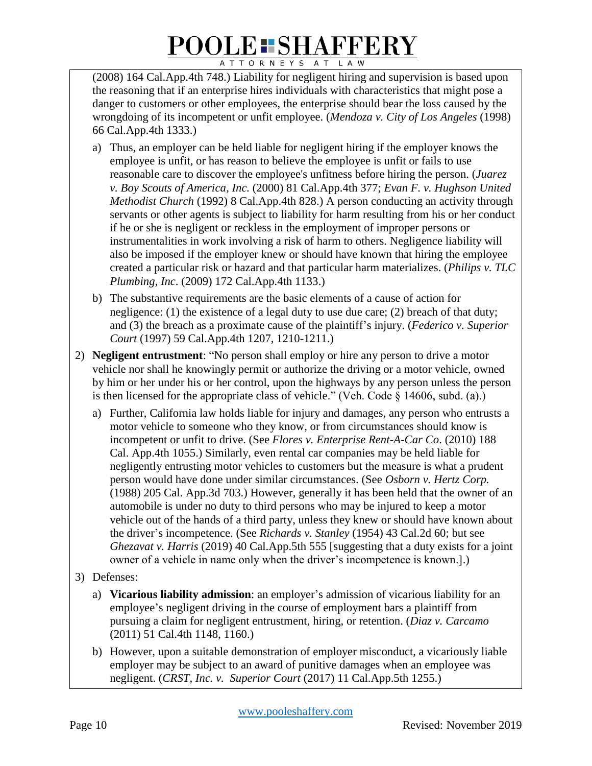(2008) 164 Cal.App.4th 748.) Liability for negligent hiring and supervision is based upon the reasoning that if an enterprise hires individuals with characteristics that might pose a danger to customers or other employees, the enterprise should bear the loss caused by the wrongdoing of its incompetent or unfit employee. (*Mendoza v. City of Los Angeles* (1998) 66 Cal.App.4th 1333.)

a) Thus, an employer can be held liable for negligent hiring if the employer knows the employee is unfit, or has reason to believe the employee is unfit or fails to use reasonable care to discover the employee's unfitness before hiring the person. (*Juarez v. Boy Scouts of America, Inc.* (2000) 81 Cal.App.4th 377; *Evan F. v. Hughson United Methodist Church* (1992) 8 Cal.App.4th 828.) A person conducting an activity through servants or other agents is subject to liability for harm resulting from his or her conduct if he or she is negligent or reckless in the employment of improper persons or instrumentalities in work involving a risk of harm to others. Negligence liability will also be imposed if the employer knew or should have known that hiring the employee created a particular risk or hazard and that particular harm materializes. (*Philips v. TLC Plumbing, Inc*. (2009) 172 Cal.App.4th 1133.)

b) The substantive requirements are the basic elements of a cause of action for negligence: (1) the existence of a legal duty to use due care; (2) breach of that duty; and (3) the breach as a proximate cause of the plaintiff's injury. (*Federico v. Superior Court* (1997) 59 Cal.App.4th 1207, 1210-1211.)

2) **Negligent entrustment**: "No person shall employ or hire any person to drive a motor vehicle nor shall he knowingly permit or authorize the driving or a motor vehicle, owned by him or her under his or her control, upon the highways by any person unless the person is then licensed for the appropriate class of vehicle." (Veh. Code § 14606, subd. (a).)

   a) Further, California law holds liable for injury and damages, any person who entrusts a motor vehicle to someone who they know, or from circumstances should know is incompetent or unfit to drive. (See *Flores v. Enterprise Rent-A-Car Co*. (2010) 188 Cal. App.4th 1055.) Similarly, even rental car companies may be held liable for negligently entrusting motor vehicles to customers but the measure is what a prudent person would have done under similar circumstances. (See *Osborn v. Hertz Corp.* (1988) 205 Cal. App.3d 703.) However, generally it has been held that the owner of an automobile is under no duty to third persons who may be injured to keep a motor vehicle out of the hands of a third party, unless they knew or should have known about the driver's incompetence. (See *Richards v. Stanley* (1954) 43 Cal.2d 60; but see *Ghezavat v. Harris* (2019) 40 Cal.App.5th 555 [suggesting that a duty exists for a joint owner of a vehicle in name only when the driver's incompetence is known.].)

3) Defenses:

   a) **Vicarious liability admission**: an employer's admission of vicarious liability for an employee's negligent driving in the course of employment bars a plaintiff from pursuing a claim for negligent entrustment, hiring, or retention. (*Diaz v. Carcamo* (2011) 51 Cal.4th 1148, 1160.)

   b) However, upon a suitable demonstration of employer misconduct, a vicariously liable employer may be subject to an award of punitive damages when an employee was negligent. (*CRST, Inc. v. Superior Court* (2017) 11 Cal.App.5th 1255.)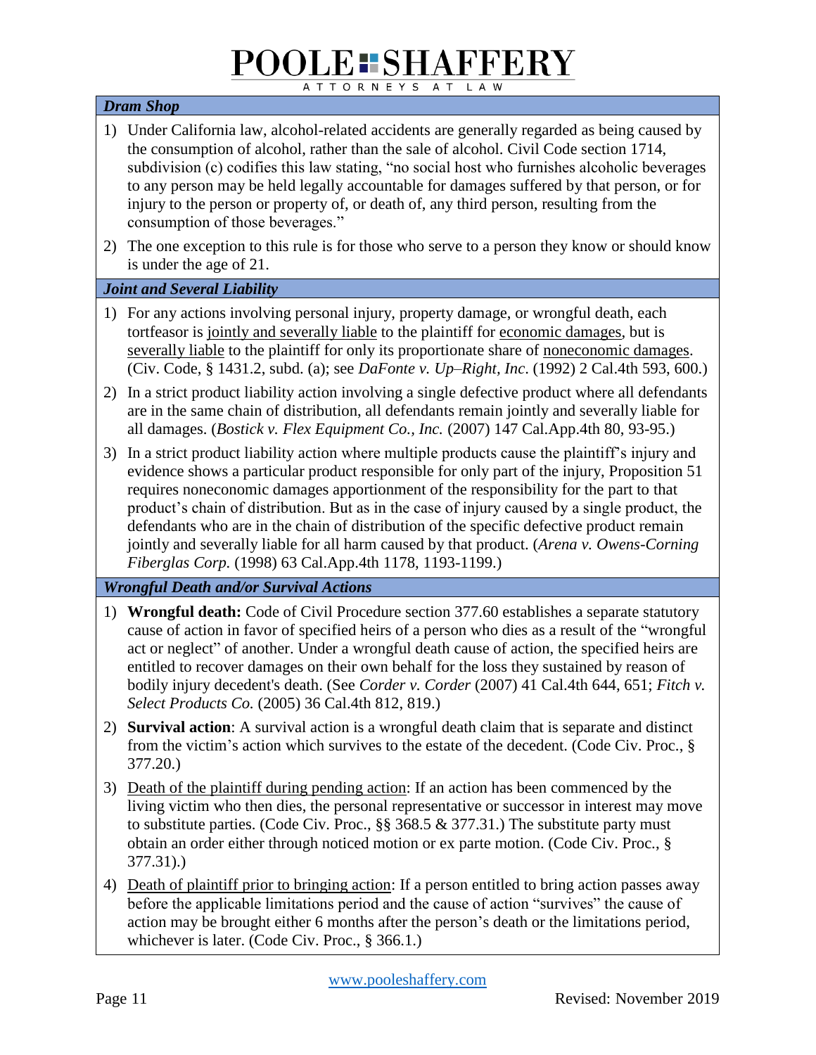### *Dram Shop*

1) Under California law, alcohol-related accidents are generally regarded as being caused by the consumption of alcohol, rather than the sale of alcohol. Civil Code section 1714, subdivision (c) codifies this law stating, "no social host who furnishes alcoholic beverages to any person may be held legally accountable for damages suffered by that person, or for injury to the person or property of, or death of, any third person, resulting from the consumption of those beverages."
2) The one exception to this rule is for those who serve to a person they know or should know is under the age of 21.

### *Joint and Several Liability*

1) For any actions involving personal injury, property damage, or wrongful death, each tortfeasor is <u>jointly and severally liable</u> to the plaintiff for <u>economic damages</u>, but is <u>severally liable</u> to the plaintiff for only its proportionate share of <u>noneconomic damages</u>. (Civ. Code, § 1431.2, subd. (a); see *DaFonte v. Up–Right, Inc*. (1992) 2 Cal.4th 593, 600.)
2) In a strict product liability action involving a single defective product where all defendants are in the same chain of distribution, all defendants remain jointly and severally liable for all damages. (*Bostick v. Flex Equipment Co., Inc.* (2007) 147 Cal.App.4th 80, 93-95.)
3) In a strict product liability action where multiple products cause the plaintiff's injury and evidence shows a particular product responsible for only part of the injury, Proposition 51 requires noneconomic damages apportionment of the responsibility for the part to that product's chain of distribution. But as in the case of injury caused by a single product, the defendants who are in the chain of distribution of the specific defective product remain jointly and severally liable for all harm caused by that product. (*Arena v. Owens-Corning Fiberglas Corp.* (1998) 63 Cal.App.4th 1178, 1193-1199.)

### *Wrongful Death and/or Survival Actions*

1) **Wrongful death:** Code of Civil Procedure section 377.60 establishes a separate statutory cause of action in favor of specified heirs of a person who dies as a result of the "wrongful act or neglect" of another. Under a wrongful death cause of action, the specified heirs are entitled to recover damages on their own behalf for the loss they sustained by reason of bodily injury decedent's death. (See *Corder v. Corder* (2007) 41 Cal.4th 644, 651; *Fitch v. Select Products Co.* (2005) 36 Cal.4th 812, 819.)
2) **Survival action**: A survival action is a wrongful death claim that is separate and distinct from the victim's action which survives to the estate of the decedent. (Code Civ. Proc., § 377.20.)
3) <u>Death of the plaintiff during pending action</u>: If an action has been commenced by the living victim who then dies, the personal representative or successor in interest may move to substitute parties. (Code Civ. Proc., §§ 368.5 & 377.31.) The substitute party must obtain an order either through noticed motion or ex parte motion. (Code Civ. Proc., § 377.31).)
4) <u>Death of plaintiff prior to bringing action</u>: If a person entitled to bring action passes away before the applicable limitations period and the cause of action "survives" the cause of action may be brought either 6 months after the person's death or the limitations period, whichever is later. (Code Civ. Proc., § 366.1.)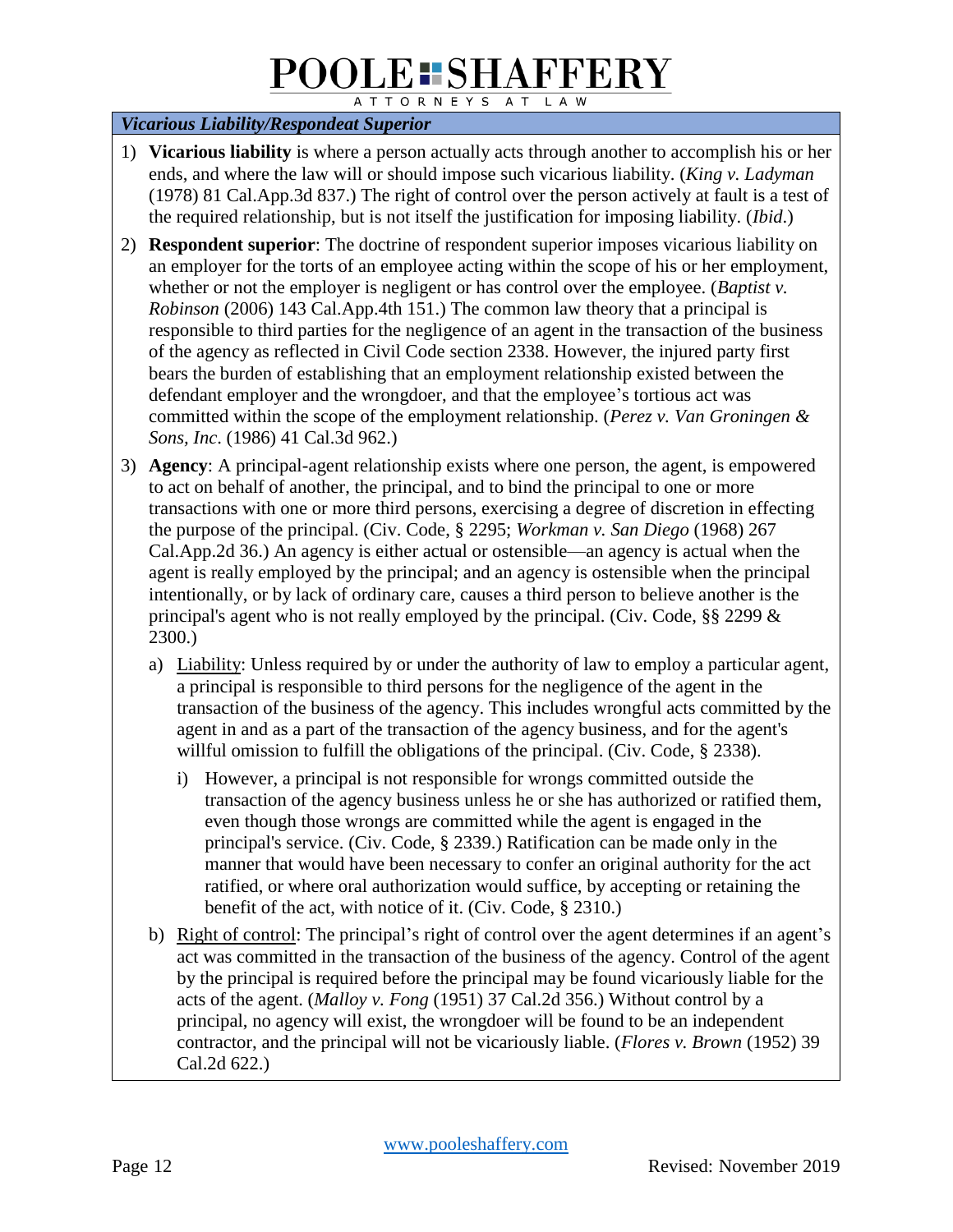### *Vicarious Liability/Respondeat Superior*

1) **Vicarious liability** is where a person actually acts through another to accomplish his or her ends, and where the law will or should impose such vicarious liability. (*King v. Ladyman* (1978) 81 Cal.App.3d 837.) The right of control over the person actively at fault is a test of the required relationship, but is not itself the justification for imposing liability. (*Ibid*.)

2) **Respondent superior**: The doctrine of respondent superior imposes vicarious liability on an employer for the torts of an employee acting within the scope of his or her employment, whether or not the employer is negligent or has control over the employee. (*Baptist v. Robinson* (2006) 143 Cal.App.4th 151.) The common law theory that a principal is responsible to third parties for the negligence of an agent in the transaction of the business of the agency as reflected in Civil Code section 2338. However, the injured party first bears the burden of establishing that an employment relationship existed between the defendant employer and the wrongdoer, and that the employee's tortious act was committed within the scope of the employment relationship. (*Perez v. Van Groningen & Sons, Inc*. (1986) 41 Cal.3d 962.)

3) **Agency**: A principal-agent relationship exists where one person, the agent, is empowered to act on behalf of another, the principal, and to bind the principal to one or more transactions with one or more third persons, exercising a degree of discretion in effecting the purpose of the principal. (Civ. Code, § 2295; *Workman v. San Diego* (1968) 267 Cal.App.2d 36.) An agency is either actual or ostensible—an agency is actual when the agent is really employed by the principal; and an agency is ostensible when the principal intentionally, or by lack of ordinary care, causes a third person to believe another is the principal's agent who is not really employed by the principal. (Civ. Code, §§ 2299 & 2300.)

   a) Liability: Unless required by or under the authority of law to employ a particular agent, a principal is responsible to third persons for the negligence of the agent in the transaction of the business of the agency. This includes wrongful acts committed by the agent in and as a part of the transaction of the agency business, and for the agent's willful omission to fulfill the obligations of the principal. (Civ. Code, § 2338).

      i) However, a principal is not responsible for wrongs committed outside the transaction of the agency business unless he or she has authorized or ratified them, even though those wrongs are committed while the agent is engaged in the principal's service. (Civ. Code, § 2339.) Ratification can be made only in the manner that would have been necessary to confer an original authority for the act ratified, or where oral authorization would suffice, by accepting or retaining the benefit of the act, with notice of it. (Civ. Code, § 2310.)

   b) Right of control: The principal's right of control over the agent determines if an agent's act was committed in the transaction of the business of the agency. Control of the agent by the principal is required before the principal may be found vicariously liable for the acts of the agent. (*Malloy v. Fong* (1951) 37 Cal.2d 356.) Without control by a principal, no agency will exist, the wrongdoer will be found to be an independent contractor, and the principal will not be vicariously liable. (*Flores v. Brown* (1952) 39 Cal.2d 622.)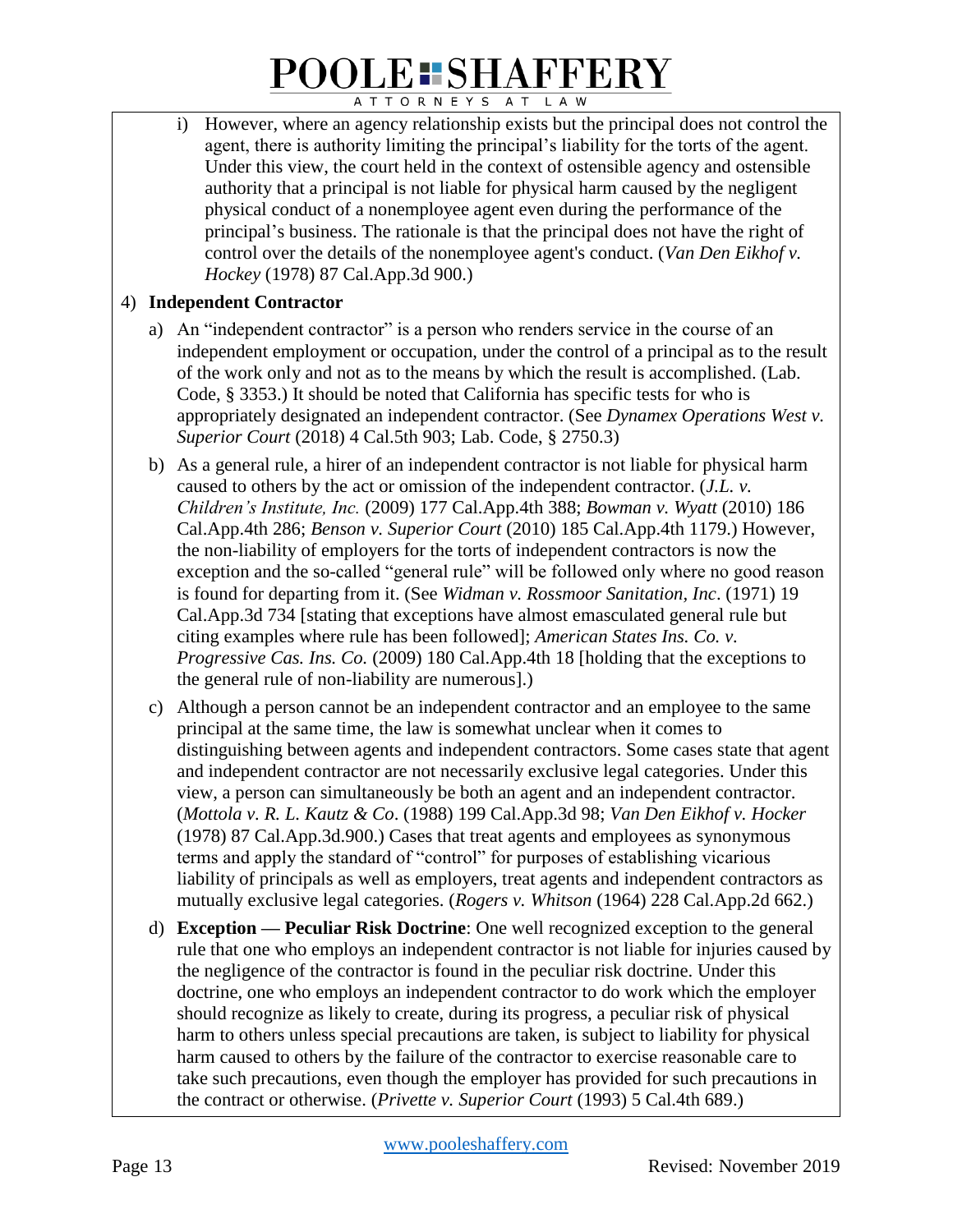i) However, where an agency relationship exists but the principal does not control the agent, there is authority limiting the principal's liability for the torts of the agent. Under this view, the court held in the context of ostensible agency and ostensible authority that a principal is not liable for physical harm caused by the negligent physical conduct of a nonemployee agent even during the performance of the principal's business. The rationale is that the principal does not have the right of control over the details of the nonemployee agent's conduct. (*Van Den Eikhof v. Hockey* (1978) 87 Cal.App.3d 900.)

4) **Independent Contractor**

a) An "independent contractor" is a person who renders service in the course of an independent employment or occupation, under the control of a principal as to the result of the work only and not as to the means by which the result is accomplished. (Lab. Code, § 3353.) It should be noted that California has specific tests for who is appropriately designated an independent contractor. (See *Dynamex Operations West v. Superior Court* (2018) 4 Cal.5th 903; Lab. Code, § 2750.3)

b) As a general rule, a hirer of an independent contractor is not liable for physical harm caused to others by the act or omission of the independent contractor. (*J.L. v. Children's Institute, Inc.* (2009) 177 Cal.App.4th 388; *Bowman v. Wyatt* (2010) 186 Cal.App.4th 286; *Benson v. Superior Court* (2010) 185 Cal.App.4th 1179.) However, the non-liability of employers for the torts of independent contractors is now the exception and the so-called "general rule" will be followed only where no good reason is found for departing from it. (See *Widman v. Rossmoor Sanitation, Inc*. (1971) 19 Cal.App.3d 734 [stating that exceptions have almost emasculated general rule but citing examples where rule has been followed]; *American States Ins. Co. v. Progressive Cas. Ins. Co.* (2009) 180 Cal.App.4th 18 [holding that the exceptions to the general rule of non-liability are numerous].)

c) Although a person cannot be an independent contractor and an employee to the same principal at the same time, the law is somewhat unclear when it comes to distinguishing between agents and independent contractors. Some cases state that agent and independent contractor are not necessarily exclusive legal categories. Under this view, a person can simultaneously be both an agent and an independent contractor. (*Mottola v. R. L. Kautz & Co*. (1988) 199 Cal.App.3d 98; *Van Den Eikhof v. Hocker* (1978) 87 Cal.App.3d.900.) Cases that treat agents and employees as synonymous terms and apply the standard of "control" for purposes of establishing vicarious liability of principals as well as employers, treat agents and independent contractors as mutually exclusive legal categories. (*Rogers v. Whitson* (1964) 228 Cal.App.2d 662.)

d) **Exception — Peculiar Risk Doctrine**: One well recognized exception to the general rule that one who employs an independent contractor is not liable for injuries caused by the negligence of the contractor is found in the peculiar risk doctrine. Under this doctrine, one who employs an independent contractor to do work which the employer should recognize as likely to create, during its progress, a peculiar risk of physical harm to others unless special precautions are taken, is subject to liability for physical harm caused to others by the failure of the contractor to exercise reasonable care to take such precautions, even though the employer has provided for such precautions in the contract or otherwise. (*Privette v. Superior Court* (1993) 5 Cal.4th 689.)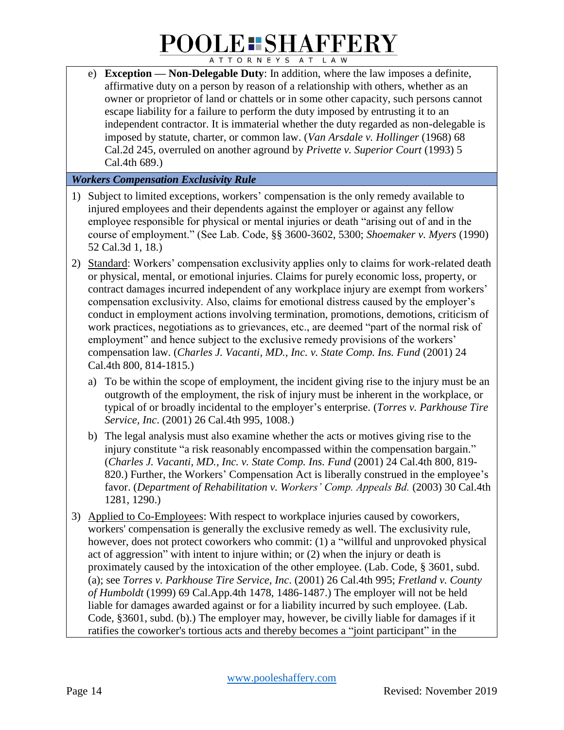e) **Exception — Non-Delegable Duty**: In addition, where the law imposes a definite, affirmative duty on a person by reason of a relationship with others, whether as an owner or proprietor of land or chattels or in some other capacity, such persons cannot escape liability for a failure to perform the duty imposed by entrusting it to an independent contractor. It is immaterial whether the duty regarded as non-delegable is imposed by statute, charter, or common law. (*Van Arsdale v. Hollinger* (1968) 68 Cal.2d 245, overruled on another aground by *Privette v. Superior Court* (1993) 5 Cal.4th 689.)

### *Workers Compensation Exclusivity Rule*

1) Subject to limited exceptions, workers' compensation is the only remedy available to injured employees and their dependents against the employer or against any fellow employee responsible for physical or mental injuries or death "arising out of and in the course of employment." (See Lab. Code, §§ 3600-3602, 5300; *Shoemaker v. Myers* (1990) 52 Cal.3d 1, 18.)

2) Standard: Workers' compensation exclusivity applies only to claims for work-related death or physical, mental, or emotional injuries. Claims for purely economic loss, property, or contract damages incurred independent of any workplace injury are exempt from workers' compensation exclusivity. Also, claims for emotional distress caused by the employer's conduct in employment actions involving termination, promotions, demotions, criticism of work practices, negotiations as to grievances, etc., are deemed "part of the normal risk of employment" and hence subject to the exclusive remedy provisions of the workers' compensation law. (*Charles J. Vacanti, MD., Inc. v. State Comp. Ins. Fund* (2001) 24 Cal.4th 800, 814-1815.)

   a) To be within the scope of employment, the incident giving rise to the injury must be an outgrowth of the employment, the risk of injury must be inherent in the workplace, or typical of or broadly incidental to the employer's enterprise. (*Torres v. Parkhouse Tire Service, Inc.* (2001) 26 Cal.4th 995, 1008.)

   b) The legal analysis must also examine whether the acts or motives giving rise to the injury constitute "a risk reasonably encompassed within the compensation bargain." (*Charles J. Vacanti, MD., Inc. v. State Comp. Ins. Fund* (2001) 24 Cal.4th 800, 819-820.) Further, the Workers' Compensation Act is liberally construed in the employee's favor. (*Department of Rehabilitation v. Workers' Comp. Appeals Bd.* (2003) 30 Cal.4th 1281, 1290.)

3) Applied to Co-Employees: With respect to workplace injuries caused by coworkers, workers' compensation is generally the exclusive remedy as well. The exclusivity rule, however, does not protect coworkers who commit: (1) a "willful and unprovoked physical act of aggression" with intent to injure within; or (2) when the injury or death is proximately caused by the intoxication of the other employee. (Lab. Code, § 3601, subd. (a); see *Torres v. Parkhouse Tire Service, Inc.* (2001) 26 Cal.4th 995; *Fretland v. County of Humboldt* (1999) 69 Cal.App.4th 1478, 1486-1487.) The employer will not be held liable for damages awarded against or for a liability incurred by such employee. (Lab. Code, §3601, subd. (b).) The employer may, however, be civilly liable for damages if it ratifies the coworker's tortious acts and thereby becomes a "joint participant" in the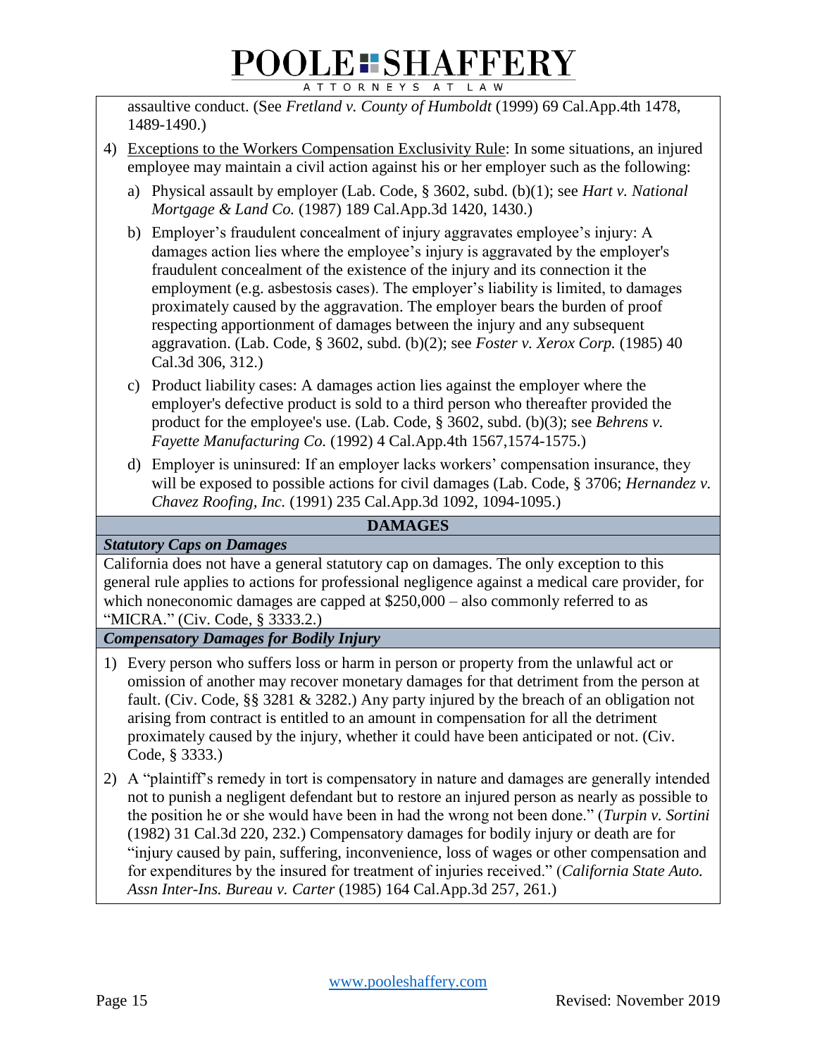assaultive conduct. (See *Fretland v. County of Humboldt* (1999) 69 Cal.App.4th 1478, 1489-1490.)

4) Exceptions to the Workers Compensation Exclusivity Rule: In some situations, an injured employee may maintain a civil action against his or her employer such as the following:

   a) Physical assault by employer (Lab. Code, § 3602, subd. (b)(1); see *Hart v. National Mortgage & Land Co.* (1987) 189 Cal.App.3d 1420, 1430.)

   b) Employer's fraudulent concealment of injury aggravates employee's injury: A damages action lies where the employee's injury is aggravated by the employer's fraudulent concealment of the existence of the injury and its connection it the employment (e.g. asbestosis cases). The employer's liability is limited, to damages proximately caused by the aggravation. The employer bears the burden of proof respecting apportionment of damages between the injury and any subsequent aggravation. (Lab. Code, § 3602, subd. (b)(2); see *Foster v. Xerox Corp.* (1985) 40 Cal.3d 306, 312.)

   c) Product liability cases: A damages action lies against the employer where the employer's defective product is sold to a third person who thereafter provided the product for the employee's use. (Lab. Code, § 3602, subd. (b)(3); see *Behrens v. Fayette Manufacturing Co.* (1992) 4 Cal.App.4th 1567,1574-1575.)

   d) Employer is uninsured: If an employer lacks workers' compensation insurance, they will be exposed to possible actions for civil damages (Lab. Code, § 3706; *Hernandez v. Chavez Roofing, Inc.* (1991) 235 Cal.App.3d 1092, 1094-1095.)

## DAMAGES

### *Statutory Caps on Damages*

California does not have a general statutory cap on damages. The only exception to this general rule applies to actions for professional negligence against a medical care provider, for which noneconomic damages are capped at $250,000 – also commonly referred to as "MICRA." (Civ. Code, § 3333.2.)

### *Compensatory Damages for Bodily Injury*

1) Every person who suffers loss or harm in person or property from the unlawful act or omission of another may recover monetary damages for that detriment from the person at fault. (Civ. Code, §§ 3281 & 3282.) Any party injured by the breach of an obligation not arising from contract is entitled to an amount in compensation for all the detriment proximately caused by the injury, whether it could have been anticipated or not. (Civ. Code, § 3333.)

2) A "plaintiff's remedy in tort is compensatory in nature and damages are generally intended not to punish a negligent defendant but to restore an injured person as nearly as possible to the position he or she would have been in had the wrong not been done." (*Turpin v. Sortini* (1982) 31 Cal.3d 220, 232.) Compensatory damages for bodily injury or death are for "injury caused by pain, suffering, inconvenience, loss of wages or other compensation and for expenditures by the insured for treatment of injuries received." (*California State Auto. Assn Inter-Ins. Bureau v. Carter* (1985) 164 Cal.App.3d 257, 261.)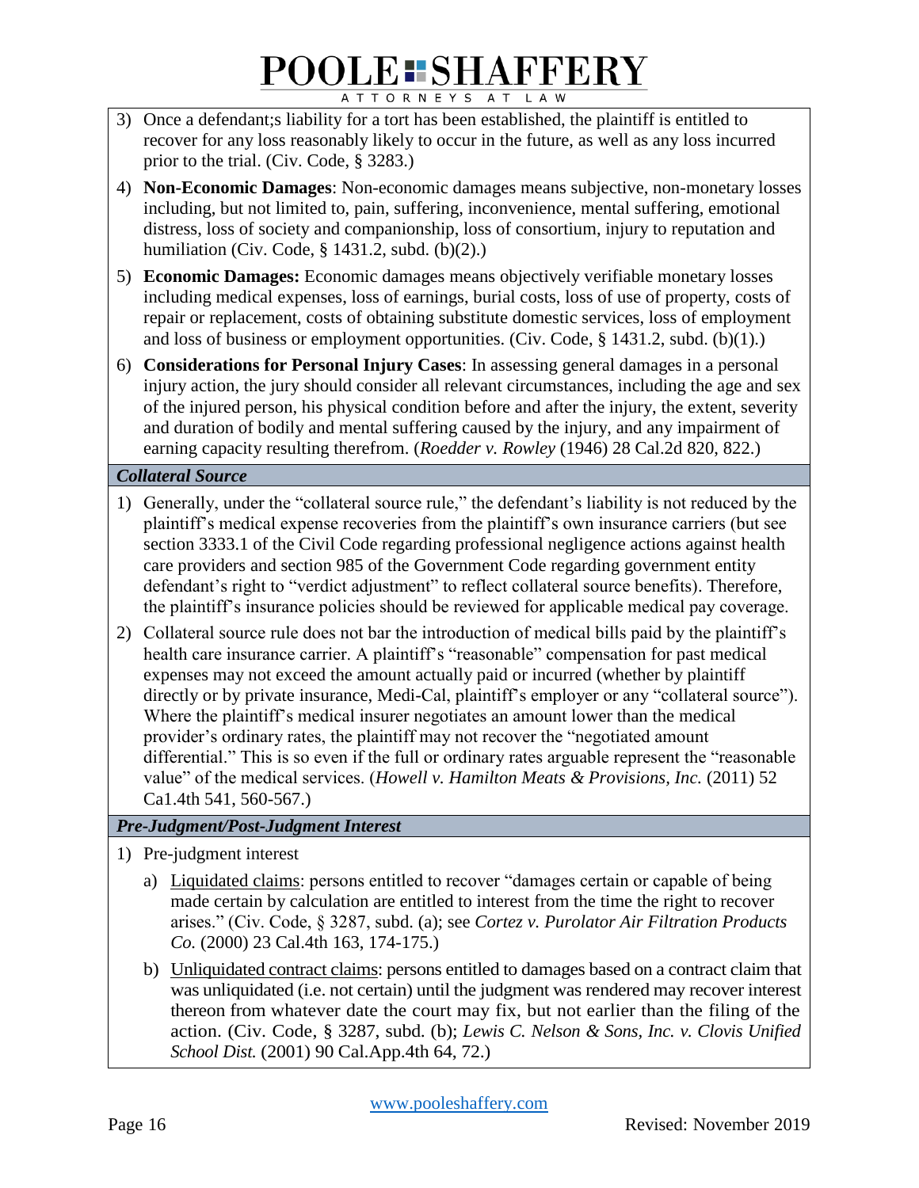3) Once a defendant;s liability for a tort has been established, the plaintiff is entitled to recover for any loss reasonably likely to occur in the future, as well as any loss incurred prior to the trial. (Civ. Code, § 3283.)

4) **Non-Economic Damages**: Non-economic damages means subjective, non-monetary losses including, but not limited to, pain, suffering, inconvenience, mental suffering, emotional distress, loss of society and companionship, loss of consortium, injury to reputation and humiliation (Civ. Code, § 1431.2, subd. (b)(2).)

5) **Economic Damages:** Economic damages means objectively verifiable monetary losses including medical expenses, loss of earnings, burial costs, loss of use of property, costs of repair or replacement, costs of obtaining substitute domestic services, loss of employment and loss of business or employment opportunities. (Civ. Code, § 1431.2, subd. (b)(1).)

6) **Considerations for Personal Injury Cases**: In assessing general damages in a personal injury action, the jury should consider all relevant circumstances, including the age and sex of the injured person, his physical condition before and after the injury, the extent, severity and duration of bodily and mental suffering caused by the injury, and any impairment of earning capacity resulting therefrom. (*Roedder v. Rowley* (1946) 28 Cal.2d 820, 822.)

### *Collateral Source*

1) Generally, under the "collateral source rule," the defendant's liability is not reduced by the plaintiff's medical expense recoveries from the plaintiff's own insurance carriers (but see section 3333.1 of the Civil Code regarding professional negligence actions against health care providers and section 985 of the Government Code regarding government entity defendant's right to "verdict adjustment" to reflect collateral source benefits). Therefore, the plaintiff's insurance policies should be reviewed for applicable medical pay coverage.

2) Collateral source rule does not bar the introduction of medical bills paid by the plaintiff's health care insurance carrier. A plaintiff's "reasonable" compensation for past medical expenses may not exceed the amount actually paid or incurred (whether by plaintiff directly or by private insurance, Medi-Cal, plaintiff's employer or any "collateral source"). Where the plaintiff's medical insurer negotiates an amount lower than the medical provider's ordinary rates, the plaintiff may not recover the "negotiated amount differential." This is so even if the full or ordinary rates arguable represent the "reasonable value" of the medical services. (*Howell v. Hamilton Meats & Provisions, Inc.* (2011) 52 Ca1.4th 541, 560-567.)

### *Pre-Judgment/Post-Judgment Interest*

1) Pre-judgment interest

   a) Liquidated claims: persons entitled to recover "damages certain or capable of being made certain by calculation are entitled to interest from the time the right to recover arises." (Civ. Code, § 3287, subd. (a); see *Cortez v. Purolator Air Filtration Products Co.* (2000) 23 Cal.4th 163, 174-175.)

   b) Unliquidated contract claims: persons entitled to damages based on a contract claim that was unliquidated (i.e. not certain) until the judgment was rendered may recover interest thereon from whatever date the court may fix, but not earlier than the filing of the action. (Civ. Code, § 3287, subd. (b); *Lewis C. Nelson & Sons, Inc. v. Clovis Unified School Dist.* (2001) 90 Cal.App.4th 64, 72.)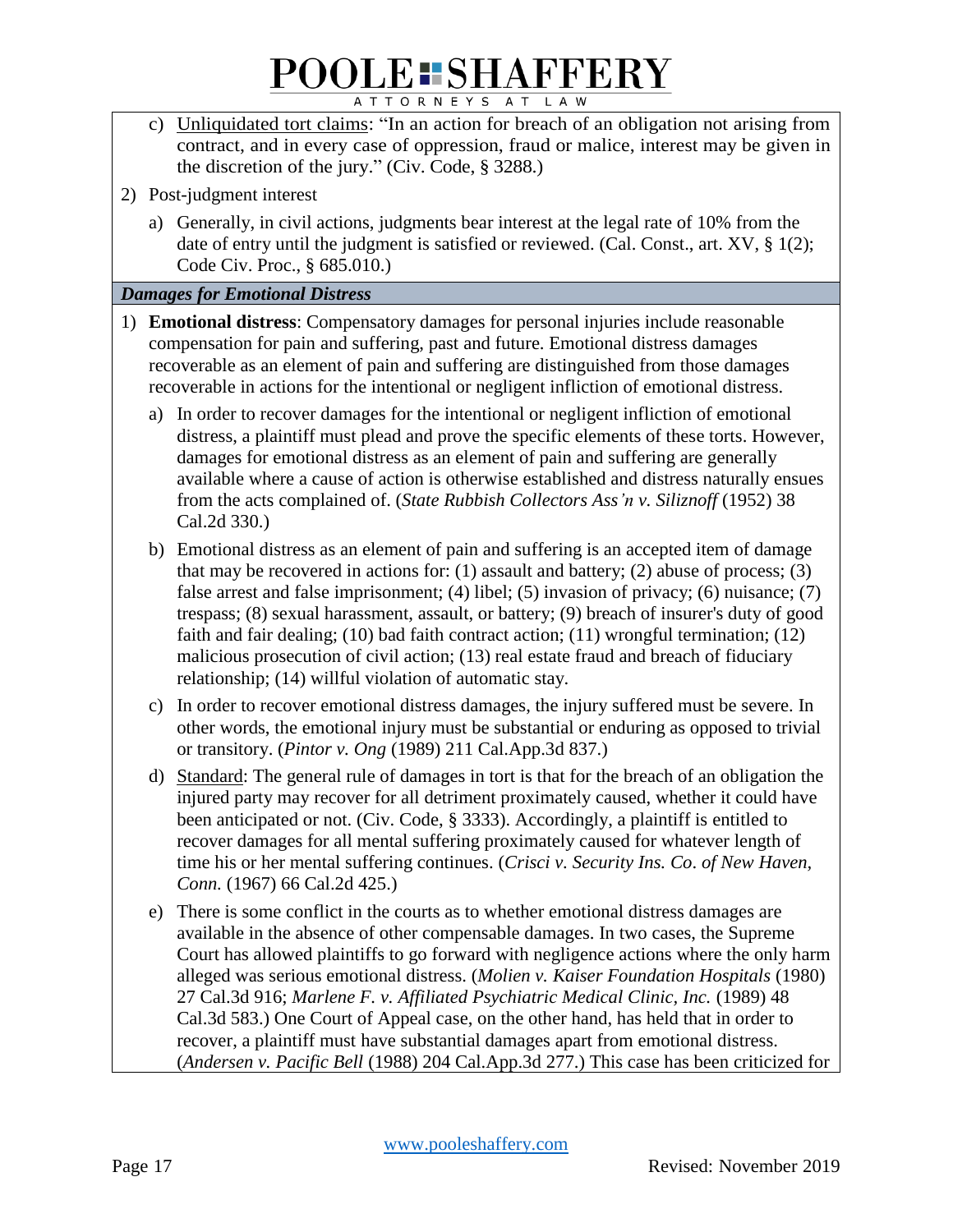c) Unliquidated tort claims: "In an action for breach of an obligation not arising from contract, and in every case of oppression, fraud or malice, interest may be given in the discretion of the jury." (Civ. Code, § 3288.)

2) Post-judgment interest

   a) Generally, in civil actions, judgments bear interest at the legal rate of 10% from the date of entry until the judgment is satisfied or reviewed. (Cal. Const., art. XV, § 1(2); Code Civ. Proc., § 685.010.)

***Damages for Emotional Distress***

1) **Emotional distress**: Compensatory damages for personal injuries include reasonable compensation for pain and suffering, past and future. Emotional distress damages recoverable as an element of pain and suffering are distinguished from those damages recoverable in actions for the intentional or negligent infliction of emotional distress.

   a) In order to recover damages for the intentional or negligent infliction of emotional distress, a plaintiff must plead and prove the specific elements of these torts. However, damages for emotional distress as an element of pain and suffering are generally available where a cause of action is otherwise established and distress naturally ensues from the acts complained of. (*State Rubbish Collectors Ass'n v. Siliznoff* (1952) 38 Cal.2d 330.)

   b) Emotional distress as an element of pain and suffering is an accepted item of damage that may be recovered in actions for: (1) assault and battery; (2) abuse of process; (3) false arrest and false imprisonment; (4) libel; (5) invasion of privacy; (6) nuisance; (7) trespass; (8) sexual harassment, assault, or battery; (9) breach of insurer's duty of good faith and fair dealing; (10) bad faith contract action; (11) wrongful termination; (12) malicious prosecution of civil action; (13) real estate fraud and breach of fiduciary relationship; (14) willful violation of automatic stay.

   c) In order to recover emotional distress damages, the injury suffered must be severe. In other words, the emotional injury must be substantial or enduring as opposed to trivial or transitory. (*Pintor v. Ong* (1989) 211 Cal.App.3d 837.)

   d) Standard: The general rule of damages in tort is that for the breach of an obligation the injured party may recover for all detriment proximately caused, whether it could have been anticipated or not. (Civ. Code, § 3333). Accordingly, a plaintiff is entitled to recover damages for all mental suffering proximately caused for whatever length of time his or her mental suffering continues. (*Crisci v. Security Ins. Co. of New Haven, Conn.* (1967) 66 Cal.2d 425.)

   e) There is some conflict in the courts as to whether emotional distress damages are available in the absence of other compensable damages. In two cases, the Supreme Court has allowed plaintiffs to go forward with negligence actions where the only harm alleged was serious emotional distress. (*Molien v. Kaiser Foundation Hospitals* (1980) 27 Cal.3d 916; *Marlene F. v. Affiliated Psychiatric Medical Clinic, Inc.* (1989) 48 Cal.3d 583.) One Court of Appeal case, on the other hand, has held that in order to recover, a plaintiff must have substantial damages apart from emotional distress. (*Andersen v. Pacific Bell* (1988) 204 Cal.App.3d 277.) This case has been criticized for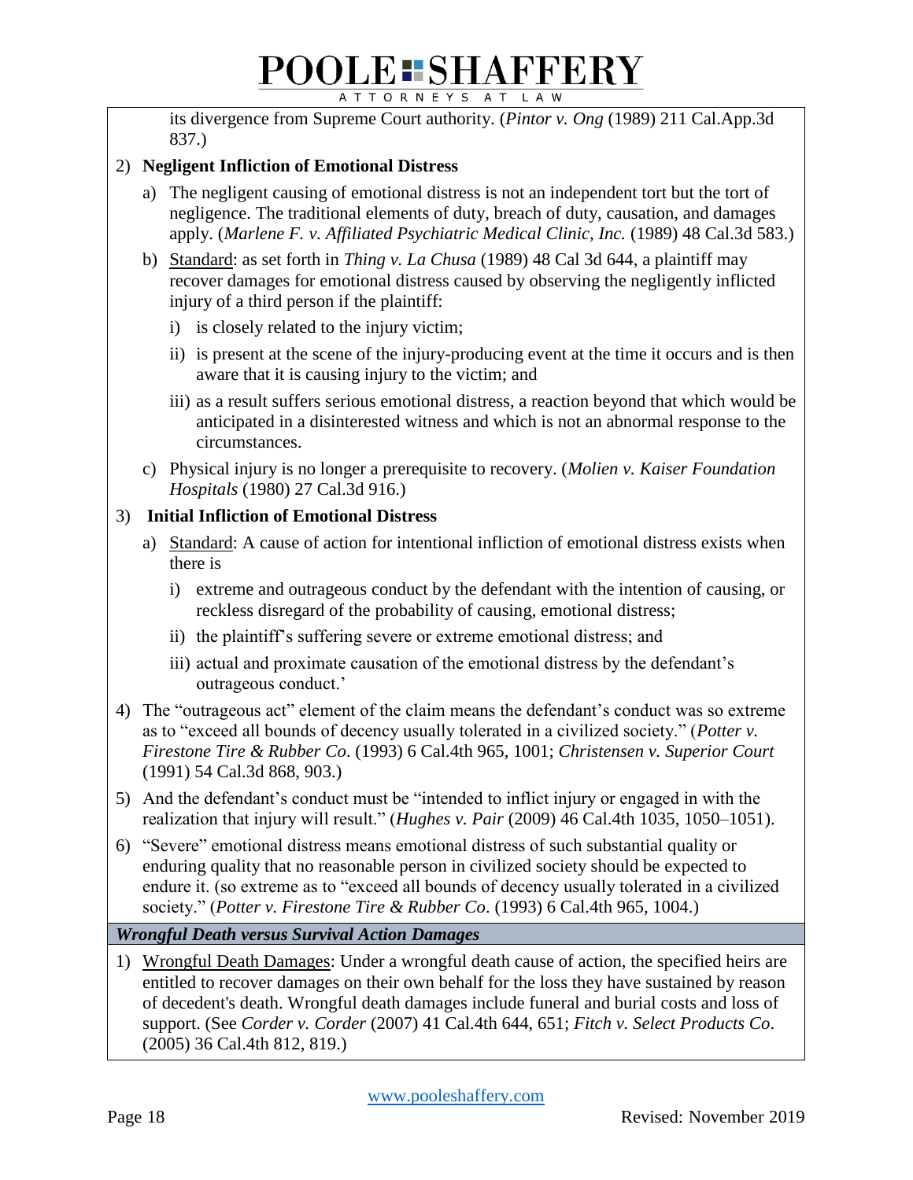its divergence from Supreme Court authority. (*Pintor v. Ong* (1989) 211 Cal.App.3d 837.)

2) **Negligent Infliction of Emotional Distress**

   a) The negligent causing of emotional distress is not an independent tort but the tort of negligence. The traditional elements of duty, breach of duty, causation, and damages apply. (*Marlene F. v. Affiliated Psychiatric Medical Clinic, Inc.* (1989) 48 Cal.3d 583.)

   b) <u>Standard</u>: as set forth in *Thing v. La Chusa* (1989) 48 Cal 3d 644, a plaintiff may recover damages for emotional distress caused by observing the negligently inflicted injury of a third person if the plaintiff:

      i) is closely related to the injury victim;

      ii) is present at the scene of the injury-producing event at the time it occurs and is then aware that it is causing injury to the victim; and

      iii) as a result suffers serious emotional distress, a reaction beyond that which would be anticipated in a disinterested witness and which is not an abnormal response to the circumstances.

   c) Physical injury is no longer a prerequisite to recovery. (*Molien v. Kaiser Foundation Hospitals* (1980) 27 Cal.3d 916.)

3) **Initial Infliction of Emotional Distress**

   a) <u>Standard</u>: A cause of action for intentional infliction of emotional distress exists when there is

      i) extreme and outrageous conduct by the defendant with the intention of causing, or reckless disregard of the probability of causing, emotional distress;

      ii) the plaintiff's suffering severe or extreme emotional distress; and

      iii) actual and proximate causation of the emotional distress by the defendant's outrageous conduct.'

4) The "outrageous act" element of the claim means the defendant's conduct was so extreme as to "exceed all bounds of decency usually tolerated in a civilized society." (*Potter v. Firestone Tire & Rubber Co*. (1993) 6 Cal.4th 965, 1001; *Christensen v. Superior Court* (1991) 54 Cal.3d 868, 903.)

5) And the defendant's conduct must be "intended to inflict injury or engaged in with the realization that injury will result." (*Hughes v. Pair* (2009) 46 Cal.4th 1035, 1050–1051).

6) "Severe" emotional distress means emotional distress of such substantial quality or enduring quality that no reasonable person in civilized society should be expected to endure it. (so extreme as to "exceed all bounds of decency usually tolerated in a civilized society." (*Potter v. Firestone Tire & Rubber Co*. (1993) 6 Cal.4th 965, 1004.)

### *Wrongful Death versus Survival Action Damages*

1) <u>Wrongful Death Damages</u>: Under a wrongful death cause of action, the specified heirs are entitled to recover damages on their own behalf for the loss they have sustained by reason of decedent's death. Wrongful death damages include funeral and burial costs and loss of support. (See *Corder v. Corder* (2007) 41 Cal.4th 644, 651; *Fitch v. Select Products Co*. (2005) 36 Cal.4th 812, 819.)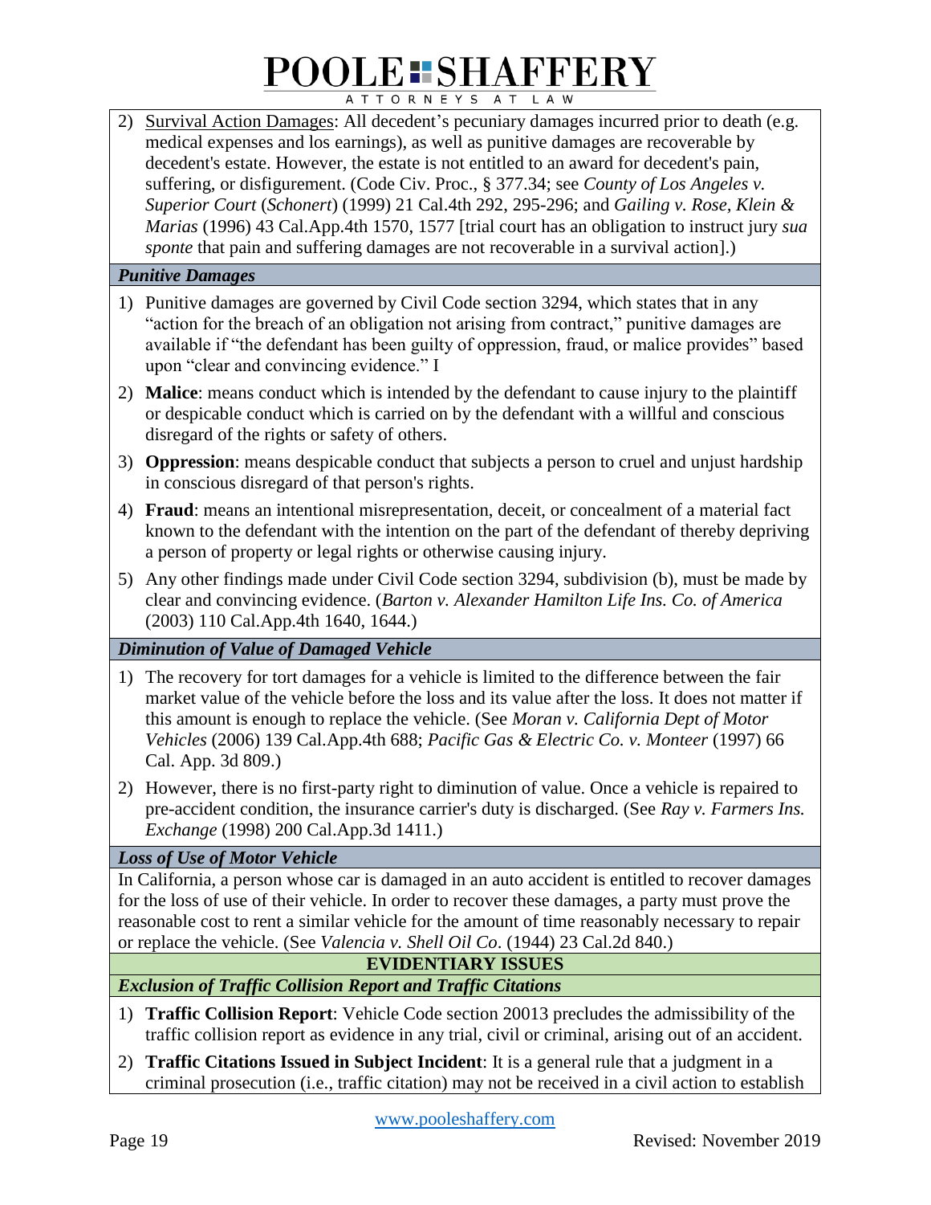2) Survival Action Damages: All decedent's pecuniary damages incurred prior to death (e.g. medical expenses and los earnings), as well as punitive damages are recoverable by decedent's estate. However, the estate is not entitled to an award for decedent's pain, suffering, or disfigurement. (Code Civ. Proc., § 377.34; see *County of Los Angeles v. Superior Court* (*Schonert*) (1999) 21 Cal.4th 292, 295-296; and *Gailing v. Rose, Klein & Marias* (1996) 43 Cal.App.4th 1570, 1577 [trial court has an obligation to instruct jury *sua sponte* that pain and suffering damages are not recoverable in a survival action].)

### *Punitive Damages*

1) Punitive damages are governed by Civil Code section 3294, which states that in any "action for the breach of an obligation not arising from contract," punitive damages are available if "the defendant has been guilty of oppression, fraud, or malice provides" based upon "clear and convincing evidence." I

2) **Malice**: means conduct which is intended by the defendant to cause injury to the plaintiff or despicable conduct which is carried on by the defendant with a willful and conscious disregard of the rights or safety of others.

3) **Oppression**: means despicable conduct that subjects a person to cruel and unjust hardship in conscious disregard of that person's rights.

4) **Fraud**: means an intentional misrepresentation, deceit, or concealment of a material fact known to the defendant with the intention on the part of the defendant of thereby depriving a person of property or legal rights or otherwise causing injury.

5) Any other findings made under Civil Code section 3294, subdivision (b), must be made by clear and convincing evidence. (*Barton v. Alexander Hamilton Life Ins. Co. of America* (2003) 110 Cal.App.4th 1640, 1644.)

### *Diminution of Value of Damaged Vehicle*

1) The recovery for tort damages for a vehicle is limited to the difference between the fair market value of the vehicle before the loss and its value after the loss. It does not matter if this amount is enough to replace the vehicle. (See *Moran v. California Dept of Motor Vehicles* (2006) 139 Cal.App.4th 688; *Pacific Gas & Electric Co. v. Monteer* (1997) 66 Cal. App. 3d 809.)

2) However, there is no first-party right to diminution of value. Once a vehicle is repaired to pre-accident condition, the insurance carrier's duty is discharged. (See *Ray v. Farmers Ins. Exchange* (1998) 200 Cal.App.3d 1411.)

### *Loss of Use of Motor Vehicle*

In California, a person whose car is damaged in an auto accident is entitled to recover damages for the loss of use of their vehicle. In order to recover these damages, a party must prove the reasonable cost to rent a similar vehicle for the amount of time reasonably necessary to repair or replace the vehicle. (See *Valencia v. Shell Oil Co*. (1944) 23 Cal.2d 840.)

## EVIDENTIARY ISSUES

### *Exclusion of Traffic Collision Report and Traffic Citations*

1) **Traffic Collision Report**: Vehicle Code section 20013 precludes the admissibility of the traffic collision report as evidence in any trial, civil or criminal, arising out of an accident.

2) **Traffic Citations Issued in Subject Incident**: It is a general rule that a judgment in a criminal prosecution (i.e., traffic citation) may not be received in a civil action to establish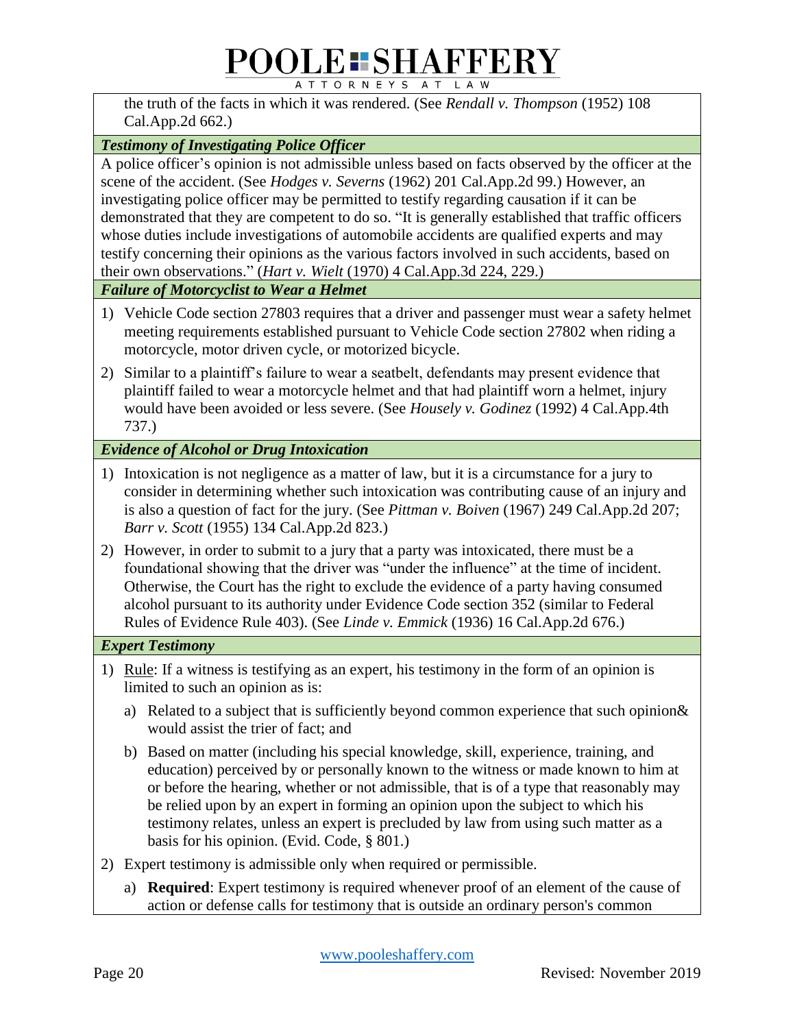the truth of the facts in which it was rendered. (See *Rendall v. Thompson* (1952) 108 Cal.App.2d 662.)

### *Testimony of Investigating Police Officer*

A police officer's opinion is not admissible unless based on facts observed by the officer at the scene of the accident. (See *Hodges v. Severns* (1962) 201 Cal.App.2d 99.) However, an investigating police officer may be permitted to testify regarding causation if it can be demonstrated that they are competent to do so. "It is generally established that traffic officers whose duties include investigations of automobile accidents are qualified experts and may testify concerning their opinions as the various factors involved in such accidents, based on their own observations." (*Hart v. Wielt* (1970) 4 Cal.App.3d 224, 229.)

### *Failure of Motorcyclist to Wear a Helmet*

1) Vehicle Code section 27803 requires that a driver and passenger must wear a safety helmet meeting requirements established pursuant to Vehicle Code section 27802 when riding a motorcycle, motor driven cycle, or motorized bicycle.
2) Similar to a plaintiff's failure to wear a seatbelt, defendants may present evidence that plaintiff failed to wear a motorcycle helmet and that had plaintiff worn a helmet, injury would have been avoided or less severe. (See *Housely v. Godinez* (1992) 4 Cal.App.4th 737.)

### *Evidence of Alcohol or Drug Intoxication*

1) Intoxication is not negligence as a matter of law, but it is a circumstance for a jury to consider in determining whether such intoxication was contributing cause of an injury and is also a question of fact for the jury. (See *Pittman v. Boiven* (1967) 249 Cal.App.2d 207; *Barr v. Scott* (1955) 134 Cal.App.2d 823.)
2) However, in order to submit to a jury that a party was intoxicated, there must be a foundational showing that the driver was "under the influence" at the time of incident. Otherwise, the Court has the right to exclude the evidence of a party having consumed alcohol pursuant to its authority under Evidence Code section 352 (similar to Federal Rules of Evidence Rule 403). (See *Linde v. Emmick* (1936) 16 Cal.App.2d 676.)

### *Expert Testimony*

1) Rule: If a witness is testifying as an expert, his testimony in the form of an opinion is limited to such an opinion as is:
   a) Related to a subject that is sufficiently beyond common experience that such opinion& would assist the trier of fact; and
   b) Based on matter (including his special knowledge, skill, experience, training, and education) perceived by or personally known to the witness or made known to him at or before the hearing, whether or not admissible, that is of a type that reasonably may be relied upon by an expert in forming an opinion upon the subject to which his testimony relates, unless an expert is precluded by law from using such matter as a basis for his opinion. (Evid. Code, § 801.)
2) Expert testimony is admissible only when required or permissible.
   a) **Required**: Expert testimony is required whenever proof of an element of the cause of action or defense calls for testimony that is outside an ordinary person's common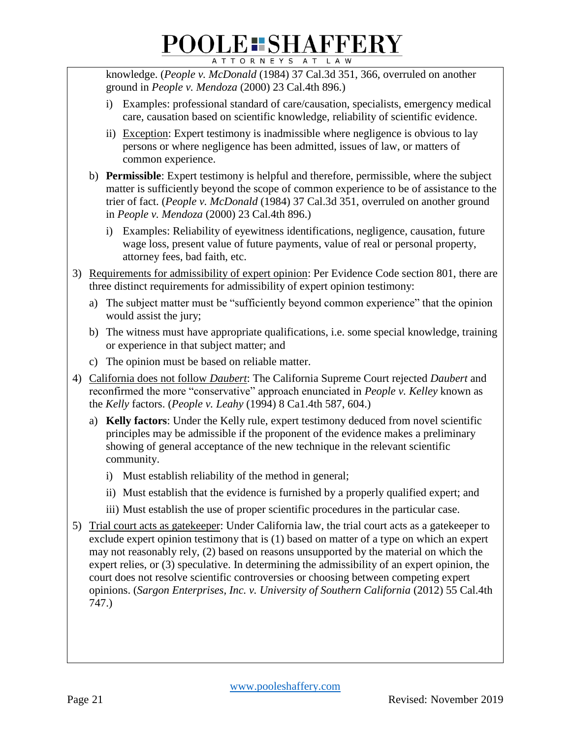knowledge. (*People v. McDonald* (1984) 37 Cal.3d 351, 366, overruled on another ground in *People v. Mendoza* (2000) 23 Cal.4th 896.)

   i) Examples: professional standard of care/causation, specialists, emergency medical care, causation based on scientific knowledge, reliability of scientific evidence.

   ii) Exception: Expert testimony is inadmissible where negligence is obvious to lay persons or where negligence has been admitted, issues of law, or matters of common experience.

b) **Permissible**: Expert testimony is helpful and therefore, permissible, where the subject matter is sufficiently beyond the scope of common experience to be of assistance to the trier of fact. (*People v. McDonald* (1984) 37 Cal.3d 351, overruled on another ground in *People v. Mendoza* (2000) 23 Cal.4th 896.)

   i) Examples: Reliability of eyewitness identifications, negligence, causation, future wage loss, present value of future payments, value of real or personal property, attorney fees, bad faith, etc.

3) Requirements for admissibility of expert opinion: Per Evidence Code section 801, there are three distinct requirements for admissibility of expert opinion testimony:

   a) The subject matter must be "sufficiently beyond common experience" that the opinion would assist the jury;

   b) The witness must have appropriate qualifications, i.e. some special knowledge, training or experience in that subject matter; and

   c) The opinion must be based on reliable matter.

4) California does not follow *Daubert*: The California Supreme Court rejected *Daubert* and reconfirmed the more "conservative" approach enunciated in *People v. Kelley* known as the *Kelly* factors. (*People v. Leahy* (1994) 8 Ca1.4th 587, 604.)

   a) **Kelly factors**: Under the Kelly rule, expert testimony deduced from novel scientific principles may be admissible if the proponent of the evidence makes a preliminary showing of general acceptance of the new technique in the relevant scientific community.

      i) Must establish reliability of the method in general;

      ii) Must establish that the evidence is furnished by a properly qualified expert; and

      iii) Must establish the use of proper scientific procedures in the particular case.

5) Trial court acts as gatekeeper: Under California law, the trial court acts as a gatekeeper to exclude expert opinion testimony that is (1) based on matter of a type on which an expert may not reasonably rely, (2) based on reasons unsupported by the material on which the expert relies, or (3) speculative. In determining the admissibility of an expert opinion, the court does not resolve scientific controversies or choosing between competing expert opinions. (*Sargon Enterprises, Inc. v. University of Southern California* (2012) 55 Cal.4th 747.)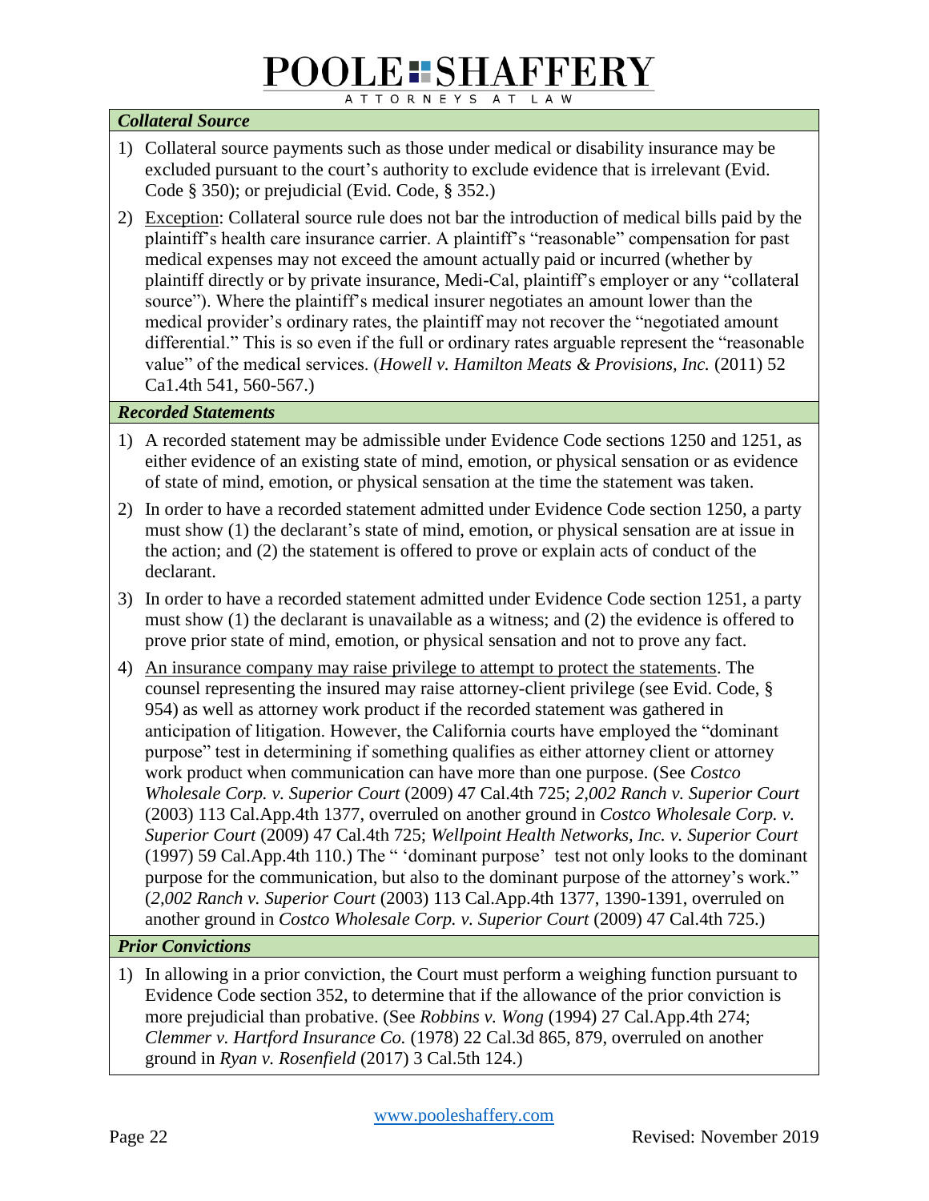### *Collateral Source*

1) Collateral source payments such as those under medical or disability insurance may be excluded pursuant to the court's authority to exclude evidence that is irrelevant (Evid. Code § 350); or prejudicial (Evid. Code, § 352.)

2) Exception: Collateral source rule does not bar the introduction of medical bills paid by the plaintiff's health care insurance carrier. A plaintiff's "reasonable" compensation for past medical expenses may not exceed the amount actually paid or incurred (whether by plaintiff directly or by private insurance, Medi-Cal, plaintiff's employer or any "collateral source"). Where the plaintiff's medical insurer negotiates an amount lower than the medical provider's ordinary rates, the plaintiff may not recover the "negotiated amount differential." This is so even if the full or ordinary rates arguable represent the "reasonable value" of the medical services. (*Howell v. Hamilton Meats & Provisions, Inc.* (2011) 52 Ca1.4th 541, 560-567.)

### *Recorded Statements*

1) A recorded statement may be admissible under Evidence Code sections 1250 and 1251, as either evidence of an existing state of mind, emotion, or physical sensation or as evidence of state of mind, emotion, or physical sensation at the time the statement was taken.

2) In order to have a recorded statement admitted under Evidence Code section 1250, a party must show (1) the declarant's state of mind, emotion, or physical sensation are at issue in the action; and (2) the statement is offered to prove or explain acts of conduct of the declarant.

3) In order to have a recorded statement admitted under Evidence Code section 1251, a party must show (1) the declarant is unavailable as a witness; and (2) the evidence is offered to prove prior state of mind, emotion, or physical sensation and not to prove any fact.

4) An insurance company may raise privilege to attempt to protect the statements. The counsel representing the insured may raise attorney-client privilege (see Evid. Code, § 954) as well as attorney work product if the recorded statement was gathered in anticipation of litigation. However, the California courts have employed the "dominant purpose" test in determining if something qualifies as either attorney client or attorney work product when communication can have more than one purpose. (See *Costco Wholesale Corp. v. Superior Court* (2009) 47 Cal.4th 725; *2,002 Ranch v. Superior Court* (2003) 113 Cal.App.4th 1377, overruled on another ground in *Costco Wholesale Corp. v. Superior Court* (2009) 47 Cal.4th 725; *Wellpoint Health Networks, Inc. v. Superior Court* (1997) 59 Cal.App.4th 110.) The " 'dominant purpose' test not only looks to the dominant purpose for the communication, but also to the dominant purpose of the attorney's work." (*2,002 Ranch v. Superior Court* (2003) 113 Cal.App.4th 1377, 1390-1391, overruled on another ground in *Costco Wholesale Corp. v. Superior Court* (2009) 47 Cal.4th 725.)

### *Prior Convictions*

1) In allowing in a prior conviction, the Court must perform a weighing function pursuant to Evidence Code section 352, to determine that if the allowance of the prior conviction is more prejudicial than probative. (See *Robbins v. Wong* (1994) 27 Cal.App.4th 274; *Clemmer v. Hartford Insurance Co.* (1978) 22 Cal.3d 865, 879, overruled on another ground in *Ryan v. Rosenfield* (2017) 3 Cal.5th 124.)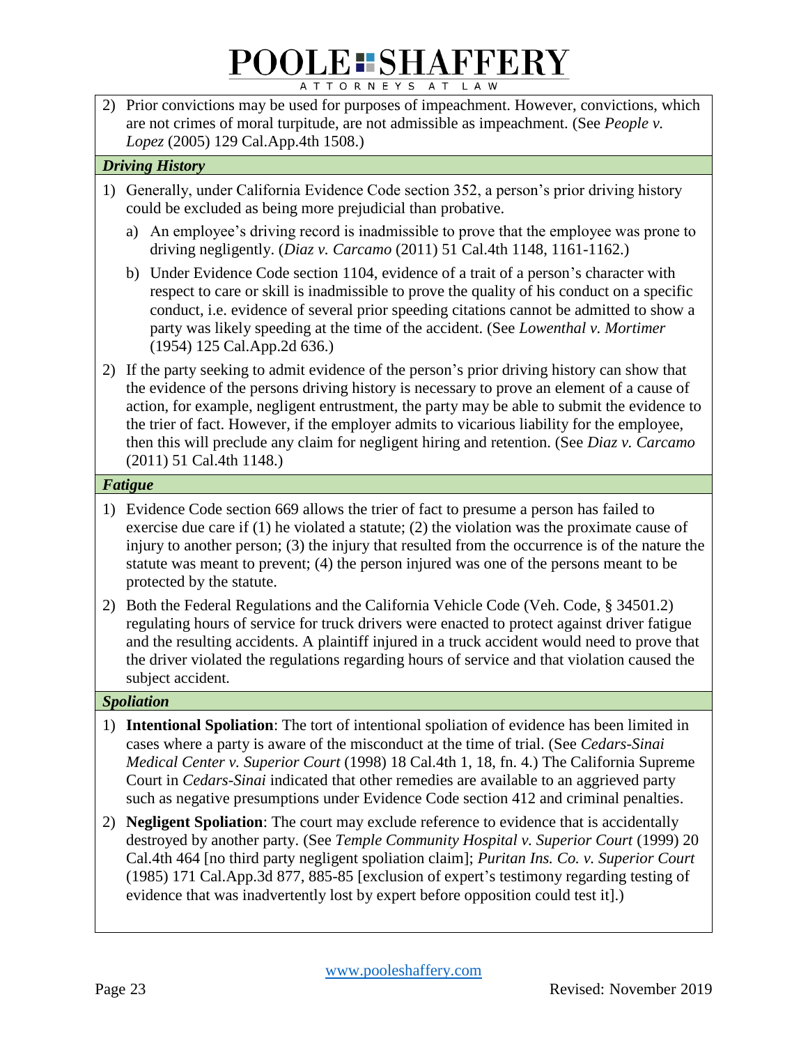2) Prior convictions may be used for purposes of impeachment. However, convictions, which are not crimes of moral turpitude, are not admissible as impeachment. (See *People v. Lopez* (2005) 129 Cal.App.4th 1508.)

### *Driving History*

1) Generally, under California Evidence Code section 352, a person's prior driving history could be excluded as being more prejudicial than probative.
   a) An employee's driving record is inadmissible to prove that the employee was prone to driving negligently. (*Diaz v. Carcamo* (2011) 51 Cal.4th 1148, 1161-1162.)
   b) Under Evidence Code section 1104, evidence of a trait of a person's character with respect to care or skill is inadmissible to prove the quality of his conduct on a specific conduct, i.e. evidence of several prior speeding citations cannot be admitted to show a party was likely speeding at the time of the accident. (See *Lowenthal v. Mortimer* (1954) 125 Cal.App.2d 636.)
2) If the party seeking to admit evidence of the person's prior driving history can show that the evidence of the persons driving history is necessary to prove an element of a cause of action, for example, negligent entrustment, the party may be able to submit the evidence to the trier of fact. However, if the employer admits to vicarious liability for the employee, then this will preclude any claim for negligent hiring and retention. (See *Diaz v. Carcamo* (2011) 51 Cal.4th 1148.)

### *Fatigue*

1) Evidence Code section 669 allows the trier of fact to presume a person has failed to exercise due care if (1) he violated a statute; (2) the violation was the proximate cause of injury to another person; (3) the injury that resulted from the occurrence is of the nature the statute was meant to prevent; (4) the person injured was one of the persons meant to be protected by the statute.
2) Both the Federal Regulations and the California Vehicle Code (Veh. Code, § 34501.2) regulating hours of service for truck drivers were enacted to protect against driver fatigue and the resulting accidents. A plaintiff injured in a truck accident would need to prove that the driver violated the regulations regarding hours of service and that violation caused the subject accident.

### *Spoliation*

1) **Intentional Spoliation**: The tort of intentional spoliation of evidence has been limited in cases where a party is aware of the misconduct at the time of trial. (See *Cedars-Sinai Medical Center v. Superior Court* (1998) 18 Cal.4th 1, 18, fn. 4.) The California Supreme Court in *Cedars-Sinai* indicated that other remedies are available to an aggrieved party such as negative presumptions under Evidence Code section 412 and criminal penalties.
2) **Negligent Spoliation**: The court may exclude reference to evidence that is accidentally destroyed by another party. (See *Temple Community Hospital v. Superior Court* (1999) 20 Cal.4th 464 [no third party negligent spoliation claim]; *Puritan Ins. Co. v. Superior Court* (1985) 171 Cal.App.3d 877, 885-85 [exclusion of expert's testimony regarding testing of evidence that was inadvertently lost by expert before opposition could test it].)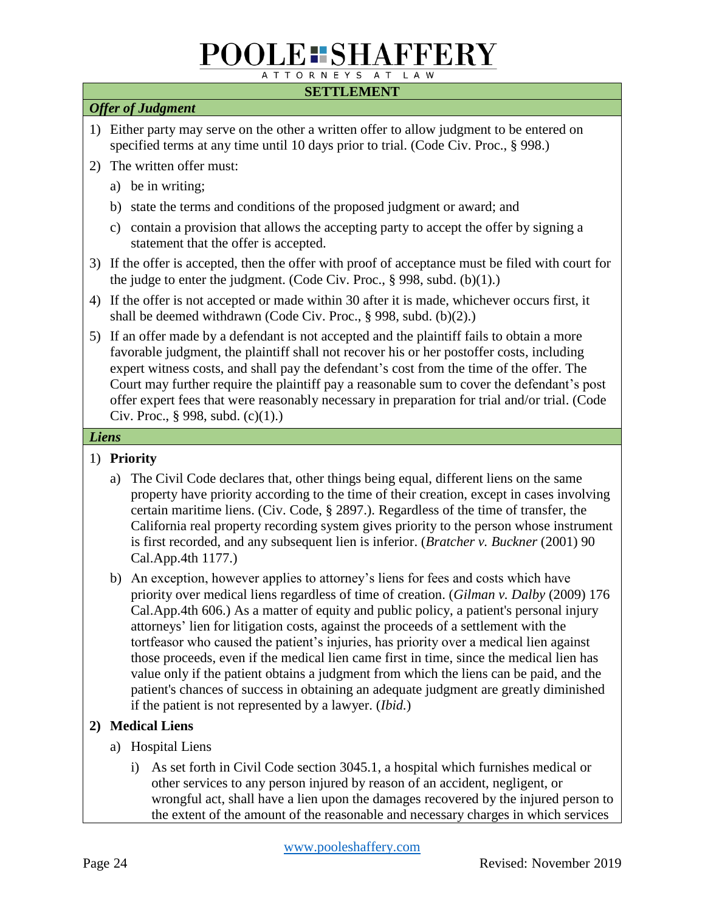## SETTLEMENT

### *Offer of Judgment*

1) Either party may serve on the other a written offer to allow judgment to be entered on specified terms at any time until 10 days prior to trial. (Code Civ. Proc., § 998.)
2) The written offer must:
   a) be in writing;
   b) state the terms and conditions of the proposed judgment or award; and
   c) contain a provision that allows the accepting party to accept the offer by signing a statement that the offer is accepted.
3) If the offer is accepted, then the offer with proof of acceptance must be filed with court for the judge to enter the judgment. (Code Civ. Proc., § 998, subd. (b)(1).)
4) If the offer is not accepted or made within 30 after it is made, whichever occurs first, it shall be deemed withdrawn (Code Civ. Proc., § 998, subd. (b)(2).)
5) If an offer made by a defendant is not accepted and the plaintiff fails to obtain a more favorable judgment, the plaintiff shall not recover his or her postoffer costs, including expert witness costs, and shall pay the defendant's cost from the time of the offer. The Court may further require the plaintiff pay a reasonable sum to cover the defendant's post offer expert fees that were reasonably necessary in preparation for trial and/or trial. (Code Civ. Proc., § 998, subd. (c)(1).)

### *Liens*

1) **Priority**
   a) The Civil Code declares that, other things being equal, different liens on the same property have priority according to the time of their creation, except in cases involving certain maritime liens. (Civ. Code, § 2897.). Regardless of the time of transfer, the California real property recording system gives priority to the person whose instrument is first recorded, and any subsequent lien is inferior. (*Bratcher v. Buckner* (2001) 90 Cal.App.4th 1177.)
   b) An exception, however applies to attorney's liens for fees and costs which have priority over medical liens regardless of time of creation. (*Gilman v. Dalby* (2009) 176 Cal.App.4th 606.) As a matter of equity and public policy, a patient's personal injury attorneys' lien for litigation costs, against the proceeds of a settlement with the tortfeasor who caused the patient's injuries, has priority over a medical lien against those proceeds, even if the medical lien came first in time, since the medical lien has value only if the patient obtains a judgment from which the liens can be paid, and the patient's chances of success in obtaining an adequate judgment are greatly diminished if the patient is not represented by a lawyer. (*Ibid.*)
2) **Medical Liens**
   a) Hospital Liens
      i) As set forth in Civil Code section 3045.1, a hospital which furnishes medical or other services to any person injured by reason of an accident, negligent, or wrongful act, shall have a lien upon the damages recovered by the injured person to the extent of the amount of the reasonable and necessary charges in which services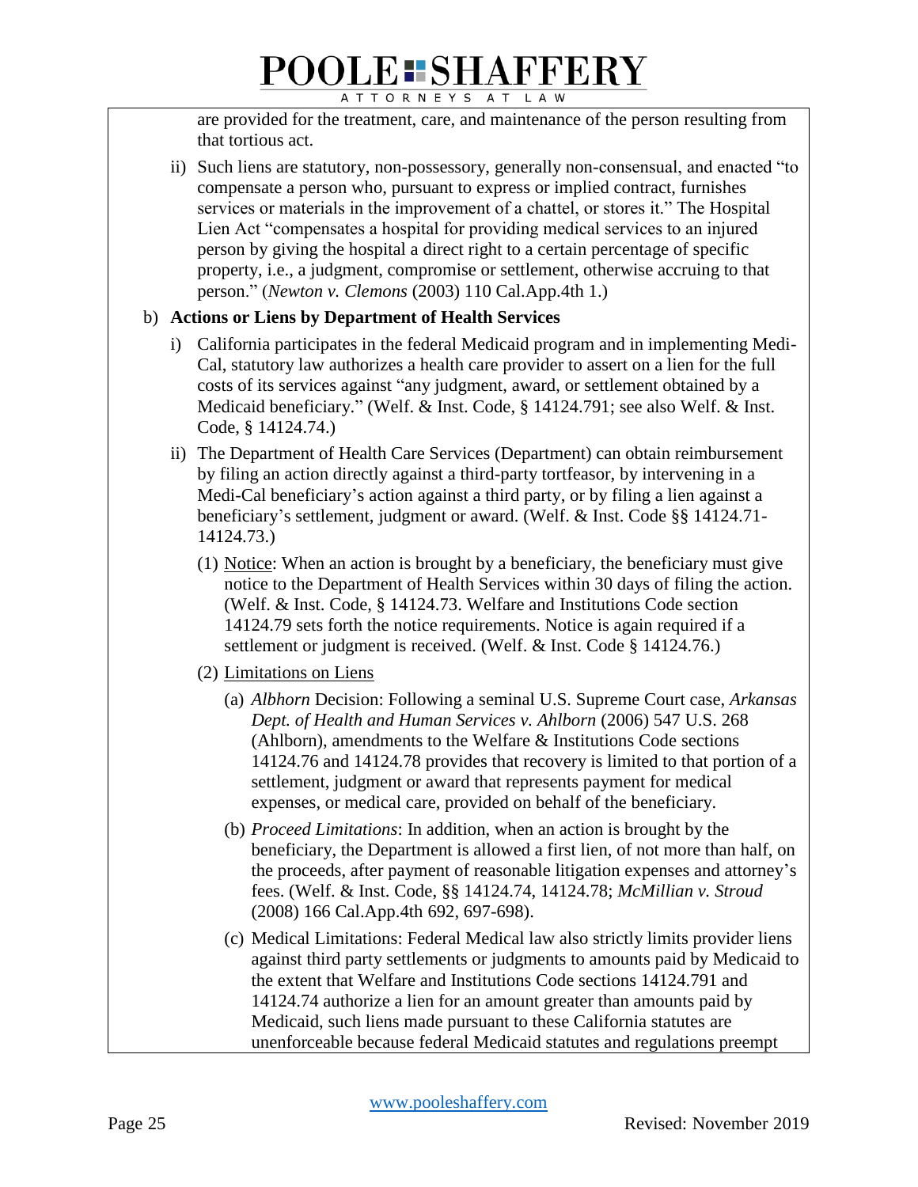are provided for the treatment, care, and maintenance of the person resulting from that tortious act.

ii) Such liens are statutory, non-possessory, generally non-consensual, and enacted "to compensate a person who, pursuant to express or implied contract, furnishes services or materials in the improvement of a chattel, or stores it." The Hospital Lien Act "compensates a hospital for providing medical services to an injured person by giving the hospital a direct right to a certain percentage of specific property, i.e., a judgment, compromise or settlement, otherwise accruing to that person." (*Newton v. Clemons* (2003) 110 Cal.App.4th 1.)

b) **Actions or Liens by Department of Health Services**

i) California participates in the federal Medicaid program and in implementing Medi-Cal, statutory law authorizes a health care provider to assert on a lien for the full costs of its services against "any judgment, award, or settlement obtained by a Medicaid beneficiary." (Welf. & Inst. Code, § 14124.791; see also Welf. & Inst. Code, § 14124.74.)

ii) The Department of Health Care Services (Department) can obtain reimbursement by filing an action directly against a third-party tortfeasor, by intervening in a Medi-Cal beneficiary's action against a third party, or by filing a lien against a beneficiary's settlement, judgment or award. (Welf. & Inst. Code §§ 14124.71-14124.73.)

(1) Notice: When an action is brought by a beneficiary, the beneficiary must give notice to the Department of Health Services within 30 days of filing the action. (Welf. & Inst. Code, § 14124.73. Welfare and Institutions Code section 14124.79 sets forth the notice requirements. Notice is again required if a settlement or judgment is received. (Welf. & Inst. Code § 14124.76.)

(2) Limitations on Liens

(a) *Albhorn* Decision: Following a seminal U.S. Supreme Court case, *Arkansas Dept. of Health and Human Services v. Ahlborn* (2006) 547 U.S. 268 (Ahlborn), amendments to the Welfare & Institutions Code sections 14124.76 and 14124.78 provides that recovery is limited to that portion of a settlement, judgment or award that represents payment for medical expenses, or medical care, provided on behalf of the beneficiary.

(b) *Proceed Limitations*: In addition, when an action is brought by the beneficiary, the Department is allowed a first lien, of not more than half, on the proceeds, after payment of reasonable litigation expenses and attorney's fees. (Welf. & Inst. Code, §§ 14124.74, 14124.78; *McMillian v. Stroud* (2008) 166 Cal.App.4th 692, 697-698).

(c) Medical Limitations: Federal Medical law also strictly limits provider liens against third party settlements or judgments to amounts paid by Medicaid to the extent that Welfare and Institutions Code sections 14124.791 and 14124.74 authorize a lien for an amount greater than amounts paid by Medicaid, such liens made pursuant to these California statutes are unenforceable because federal Medicaid statutes and regulations preempt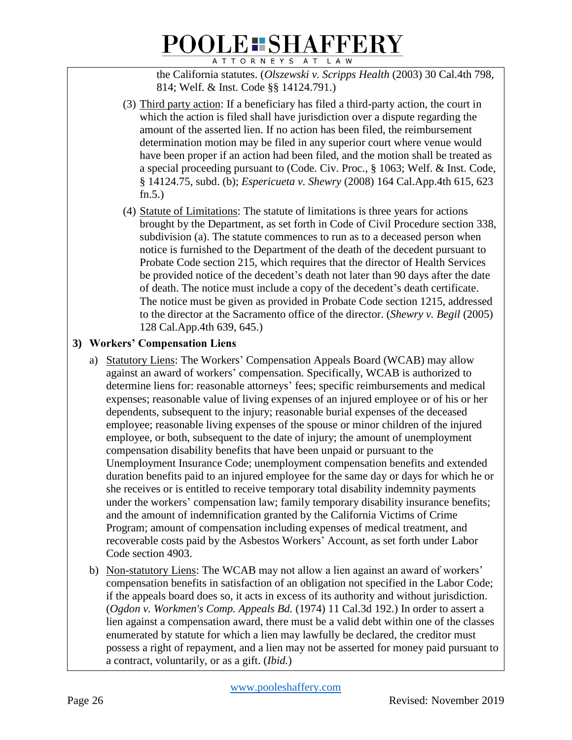the California statutes. (*Olszewski v. Scripps Health* (2003) 30 Cal.4th 798, 814; Welf. & Inst. Code §§ 14124.791.)

(3) Third party action: If a beneficiary has filed a third-party action, the court in which the action is filed shall have jurisdiction over a dispute regarding the amount of the asserted lien. If no action has been filed, the reimbursement determination motion may be filed in any superior court where venue would have been proper if an action had been filed, and the motion shall be treated as a special proceeding pursuant to (Code. Civ. Proc., § 1063; Welf. & Inst. Code, § 14124.75, subd. (b); *Espericueta v. Shewry* (2008) 164 Cal.App.4th 615, 623 fn.5.)

(4) Statute of Limitations: The statute of limitations is three years for actions brought by the Department, as set forth in Code of Civil Procedure section 338, subdivision (a). The statute commences to run as to a deceased person when notice is furnished to the Department of the death of the decedent pursuant to Probate Code section 215, which requires that the director of Health Services be provided notice of the decedent's death not later than 90 days after the date of death. The notice must include a copy of the decedent's death certificate. The notice must be given as provided in Probate Code section 1215, addressed to the director at the Sacramento office of the director. (*Shewry v. Begil* (2005) 128 Cal.App.4th 639, 645.)

**3) Workers' Compensation Liens**

a) Statutory Liens: The Workers' Compensation Appeals Board (WCAB) may allow against an award of workers' compensation. Specifically, WCAB is authorized to determine liens for: reasonable attorneys' fees; specific reimbursements and medical expenses; reasonable value of living expenses of an injured employee or of his or her dependents, subsequent to the injury; reasonable burial expenses of the deceased employee; reasonable living expenses of the spouse or minor children of the injured employee, or both, subsequent to the date of injury; the amount of unemployment compensation disability benefits that have been unpaid or pursuant to the Unemployment Insurance Code; unemployment compensation benefits and extended duration benefits paid to an injured employee for the same day or days for which he or she receives or is entitled to receive temporary total disability indemnity payments under the workers' compensation law; family temporary disability insurance benefits; and the amount of indemnification granted by the California Victims of Crime Program; amount of compensation including expenses of medical treatment, and recoverable costs paid by the Asbestos Workers' Account, as set forth under Labor Code section 4903.

b) Non-statutory Liens: The WCAB may not allow a lien against an award of workers' compensation benefits in satisfaction of an obligation not specified in the Labor Code; if the appeals board does so, it acts in excess of its authority and without jurisdiction. (*Ogdon v. Workmen's Comp. Appeals Bd.* (1974) 11 Cal.3d 192.) In order to assert a lien against a compensation award, there must be a valid debt within one of the classes enumerated by statute for which a lien may lawfully be declared, the creditor must possess a right of repayment, and a lien may not be asserted for money paid pursuant to a contract, voluntarily, or as a gift. (*Ibid.*)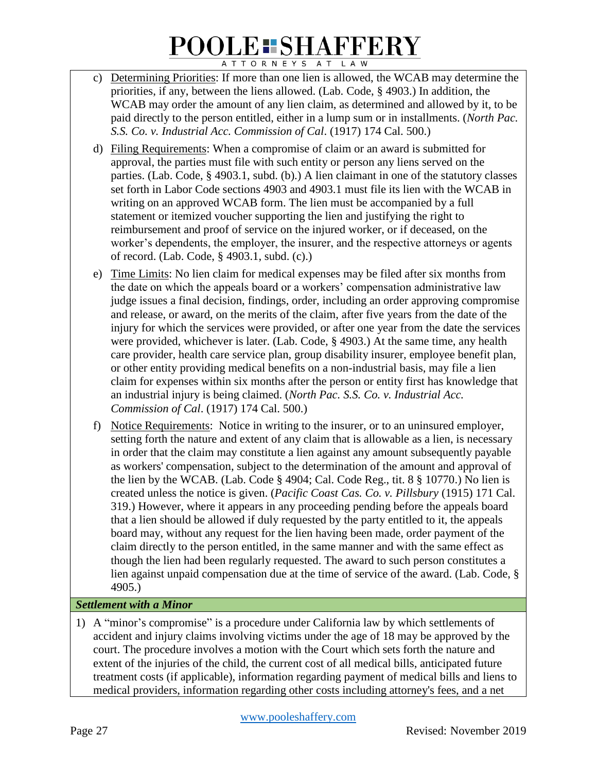c) Determining Priorities: If more than one lien is allowed, the WCAB may determine the priorities, if any, between the liens allowed. (Lab. Code, § 4903.) In addition, the WCAB may order the amount of any lien claim, as determined and allowed by it, to be paid directly to the person entitled, either in a lump sum or in installments. (*North Pac. S.S. Co. v. Industrial Acc. Commission of Cal*. (1917) 174 Cal. 500.)

d) Filing Requirements: When a compromise of claim or an award is submitted for approval, the parties must file with such entity or person any liens served on the parties. (Lab. Code, § 4903.1, subd. (b).) A lien claimant in one of the statutory classes set forth in Labor Code sections 4903 and 4903.1 must file its lien with the WCAB in writing on an approved WCAB form. The lien must be accompanied by a full statement or itemized voucher supporting the lien and justifying the right to reimbursement and proof of service on the injured worker, or if deceased, on the worker's dependents, the employer, the insurer, and the respective attorneys or agents of record. (Lab. Code, § 4903.1, subd. (c).)

e) Time Limits: No lien claim for medical expenses may be filed after six months from the date on which the appeals board or a workers' compensation administrative law judge issues a final decision, findings, order, including an order approving compromise and release, or award, on the merits of the claim, after five years from the date of the injury for which the services were provided, or after one year from the date the services were provided, whichever is later. (Lab. Code, § 4903.) At the same time, any health care provider, health care service plan, group disability insurer, employee benefit plan, or other entity providing medical benefits on a non-industrial basis, may file a lien claim for expenses within six months after the person or entity first has knowledge that an industrial injury is being claimed. (*North Pac. S.S. Co. v. Industrial Acc. Commission of Cal*. (1917) 174 Cal. 500.)

f) Notice Requirements: Notice in writing to the insurer, or to an uninsured employer, setting forth the nature and extent of any claim that is allowable as a lien, is necessary in order that the claim may constitute a lien against any amount subsequently payable as workers' compensation, subject to the determination of the amount and approval of the lien by the WCAB. (Lab. Code § 4904; Cal. Code Reg., tit. 8 § 10770.) No lien is created unless the notice is given. (*Pacific Coast Cas. Co. v. Pillsbury* (1915) 171 Cal. 319.) However, where it appears in any proceeding pending before the appeals board that a lien should be allowed if duly requested by the party entitled to it, the appeals board may, without any request for the lien having been made, order payment of the claim directly to the person entitled, in the same manner and with the same effect as though the lien had been regularly requested. The award to such person constitutes a lien against unpaid compensation due at the time of service of the award. (Lab. Code, § 4905.)

### ***Settlement with a Minor***

1) A "minor's compromise" is a procedure under California law by which settlements of accident and injury claims involving victims under the age of 18 may be approved by the court. The procedure involves a motion with the Court which sets forth the nature and extent of the injuries of the child, the current cost of all medical bills, anticipated future treatment costs (if applicable), information regarding payment of medical bills and liens to medical providers, information regarding other costs including attorney's fees, and a net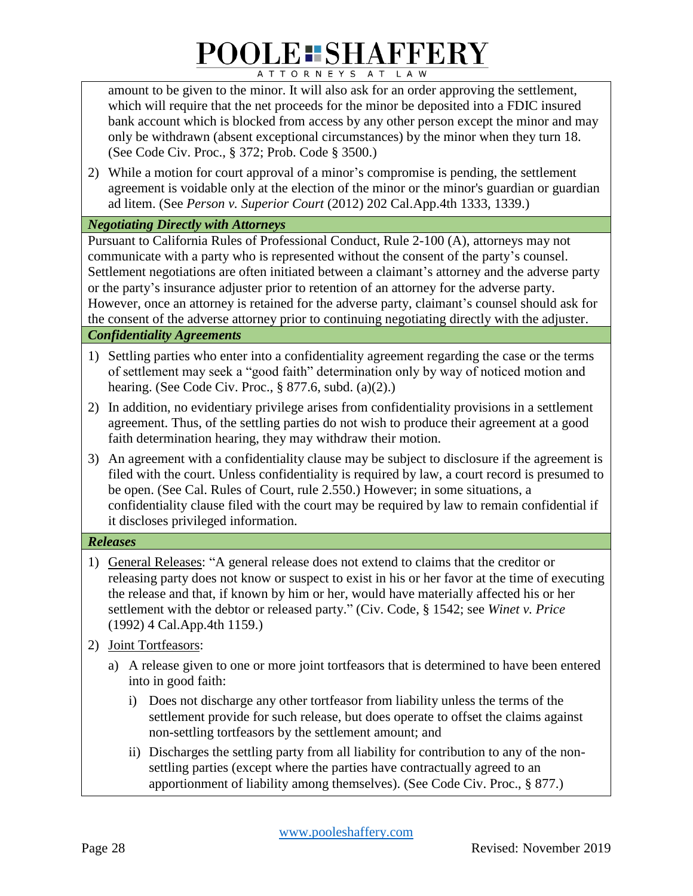amount to be given to the minor. It will also ask for an order approving the settlement, which will require that the net proceeds for the minor be deposited into a FDIC insured bank account which is blocked from access by any other person except the minor and may only be withdrawn (absent exceptional circumstances) by the minor when they turn 18. (See Code Civ. Proc., § 372; Prob. Code § 3500.)

2) While a motion for court approval of a minor's compromise is pending, the settlement agreement is voidable only at the election of the minor or the minor's guardian or guardian ad litem. (See *Person v. Superior Court* (2012) 202 Cal.App.4th 1333, 1339.)

### *Negotiating Directly with Attorneys*

Pursuant to California Rules of Professional Conduct, Rule 2-100 (A), attorneys may not communicate with a party who is represented without the consent of the party's counsel. Settlement negotiations are often initiated between a claimant's attorney and the adverse party or the party's insurance adjuster prior to retention of an attorney for the adverse party. However, once an attorney is retained for the adverse party, claimant's counsel should ask for the consent of the adverse attorney prior to continuing negotiating directly with the adjuster.

### *Confidentiality Agreements*

1) Settling parties who enter into a confidentiality agreement regarding the case or the terms of settlement may seek a "good faith" determination only by way of noticed motion and hearing. (See Code Civ. Proc., § 877.6, subd. (a)(2).)

2) In addition, no evidentiary privilege arises from confidentiality provisions in a settlement agreement. Thus, of the settling parties do not wish to produce their agreement at a good faith determination hearing, they may withdraw their motion.

3) An agreement with a confidentiality clause may be subject to disclosure if the agreement is filed with the court. Unless confidentiality is required by law, a court record is presumed to be open. (See Cal. Rules of Court, rule 2.550.) However; in some situations, a confidentiality clause filed with the court may be required by law to remain confidential if it discloses privileged information.

### *Releases*

1) General Releases: "A general release does not extend to claims that the creditor or releasing party does not know or suspect to exist in his or her favor at the time of executing the release and that, if known by him or her, would have materially affected his or her settlement with the debtor or released party." (Civ. Code, § 1542; see *Winet v. Price* (1992) 4 Cal.App.4th 1159.)

2) Joint Tortfeasors:

   a) A release given to one or more joint tortfeasors that is determined to have been entered into in good faith:

      i) Does not discharge any other tortfeasor from liability unless the terms of the settlement provide for such release, but does operate to offset the claims against non-settling tortfeasors by the settlement amount; and

      ii) Discharges the settling party from all liability for contribution to any of the non-settling parties (except where the parties have contractually agreed to an apportionment of liability among themselves). (See Code Civ. Proc., § 877.)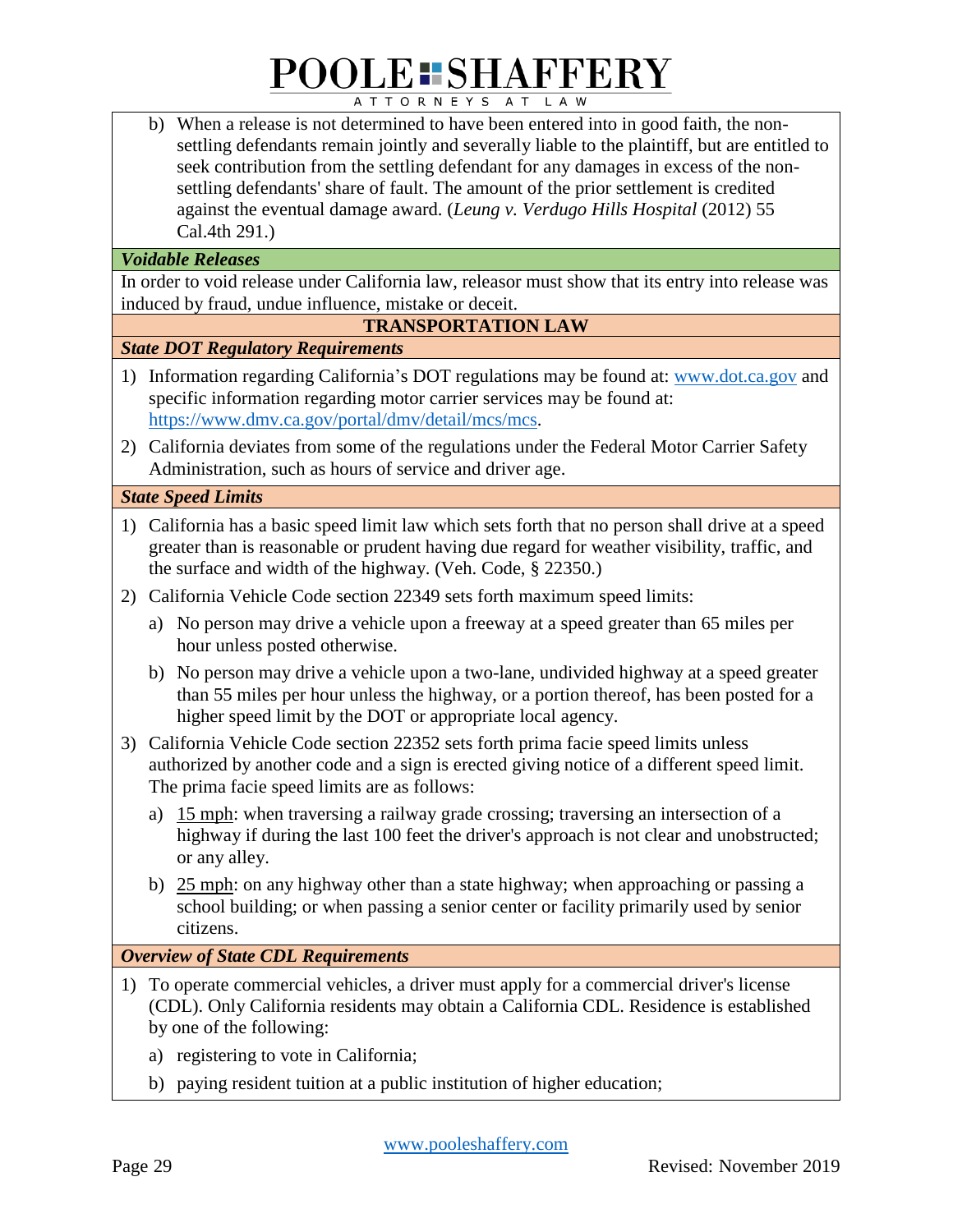b) When a release is not determined to have been entered into in good faith, the non-settling defendants remain jointly and severally liable to the plaintiff, but are entitled to seek contribution from the settling defendant for any damages in excess of the non-settling defendants' share of fault. The amount of the prior settlement is credited against the eventual damage award. (*Leung v. Verdugo Hills Hospital* (2012) 55 Cal.4th 291.)

***Voidable Releases***

In order to void release under California law, releasor must show that its entry into release was induced by fraud, undue influence, mistake or deceit.

## TRANSPORTATION LAW

***State DOT Regulatory Requirements***

1) Information regarding California's DOT regulations may be found at: [www.dot.ca.gov](http://www.dot.ca.gov) and specific information regarding motor carrier services may be found at: [https://www.dmv.ca.gov/portal/dmv/detail/mcs/mcs](https://www.dmv.ca.gov/portal/dmv/detail/mcs/mcs).
2) California deviates from some of the regulations under the Federal Motor Carrier Safety Administration, such as hours of service and driver age.

***State Speed Limits***

1) California has a basic speed limit law which sets forth that no person shall drive at a speed greater than is reasonable or prudent having due regard for weather visibility, traffic, and the surface and width of the highway. (Veh. Code, § 22350.)
2) California Vehicle Code section 22349 sets forth maximum speed limits:
   a) No person may drive a vehicle upon a freeway at a speed greater than 65 miles per hour unless posted otherwise.
   b) No person may drive a vehicle upon a two-lane, undivided highway at a speed greater than 55 miles per hour unless the highway, or a portion thereof, has been posted for a higher speed limit by the DOT or appropriate local agency.
3) California Vehicle Code section 22352 sets forth prima facie speed limits unless authorized by another code and a sign is erected giving notice of a different speed limit. The prima facie speed limits are as follows:
   a) <u>15 mph</u>: when traversing a railway grade crossing; traversing an intersection of a highway if during the last 100 feet the driver's approach is not clear and unobstructed; or any alley.
   b) <u>25 mph</u>: on any highway other than a state highway; when approaching or passing a school building; or when passing a senior center or facility primarily used by senior citizens.

***Overview of State CDL Requirements***

1) To operate commercial vehicles, a driver must apply for a commercial driver's license (CDL). Only California residents may obtain a California CDL. Residence is established by one of the following:
   a) registering to vote in California;
   b) paying resident tuition at a public institution of higher education;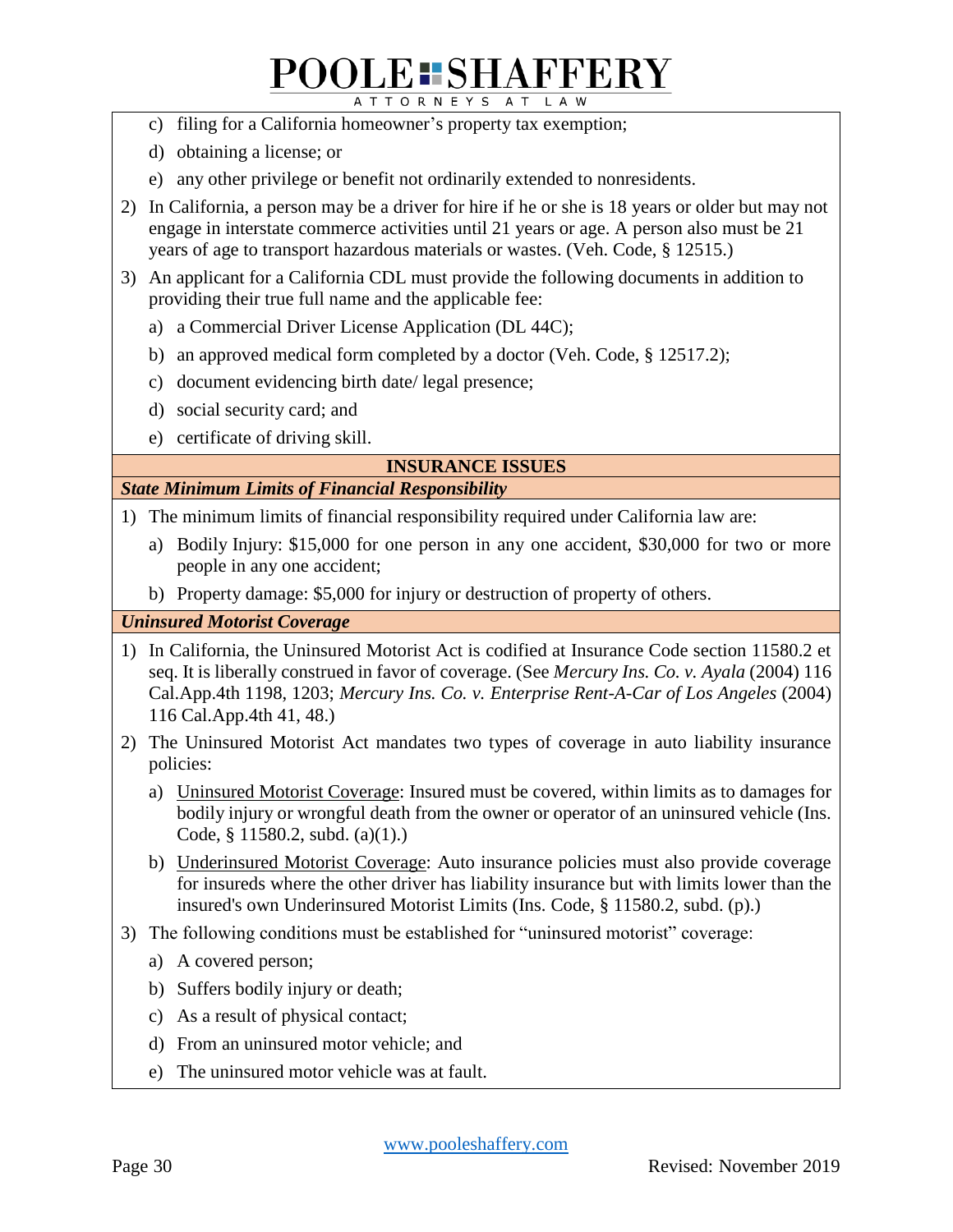c) filing for a California homeowner's property tax exemption;

d) obtaining a license; or

e) any other privilege or benefit not ordinarily extended to nonresidents.

2) In California, a person may be a driver for hire if he or she is 18 years or older but may not engage in interstate commerce activities until 21 years or age. A person also must be 21 years of age to transport hazardous materials or wastes. (Veh. Code, § 12515.)

3) An applicant for a California CDL must provide the following documents in addition to providing their true full name and the applicable fee:

   a) a Commercial Driver License Application (DL 44C);

   b) an approved medical form completed by a doctor (Veh. Code, § 12517.2);

   c) document evidencing birth date/ legal presence;

   d) social security card; and

   e) certificate of driving skill.

## INSURANCE ISSUES

### *State Minimum Limits of Financial Responsibility*

1) The minimum limits of financial responsibility required under California law are:

   a) Bodily Injury: $15,000 for one person in any one accident, $30,000 for two or more people in any one accident;

   b) Property damage: $5,000 for injury or destruction of property of others.

### *Uninsured Motorist Coverage*

1) In California, the Uninsured Motorist Act is codified at Insurance Code section 11580.2 et seq. It is liberally construed in favor of coverage. (See *Mercury Ins. Co. v. Ayala* (2004) 116 Cal.App.4th 1198, 1203; *Mercury Ins. Co. v. Enterprise Rent-A-Car of Los Angeles* (2004) 116 Cal.App.4th 41, 48.)

2) The Uninsured Motorist Act mandates two types of coverage in auto liability insurance policies:

   a) Uninsured Motorist Coverage: Insured must be covered, within limits as to damages for bodily injury or wrongful death from the owner or operator of an uninsured vehicle (Ins. Code, § 11580.2, subd. (a)(1).)

   b) Underinsured Motorist Coverage: Auto insurance policies must also provide coverage for insureds where the other driver has liability insurance but with limits lower than the insured's own Underinsured Motorist Limits (Ins. Code, § 11580.2, subd. (p).)

3) The following conditions must be established for "uninsured motorist" coverage:

   a) A covered person;

   b) Suffers bodily injury or death;

   c) As a result of physical contact;

   d) From an uninsured motor vehicle; and

   e) The uninsured motor vehicle was at fault.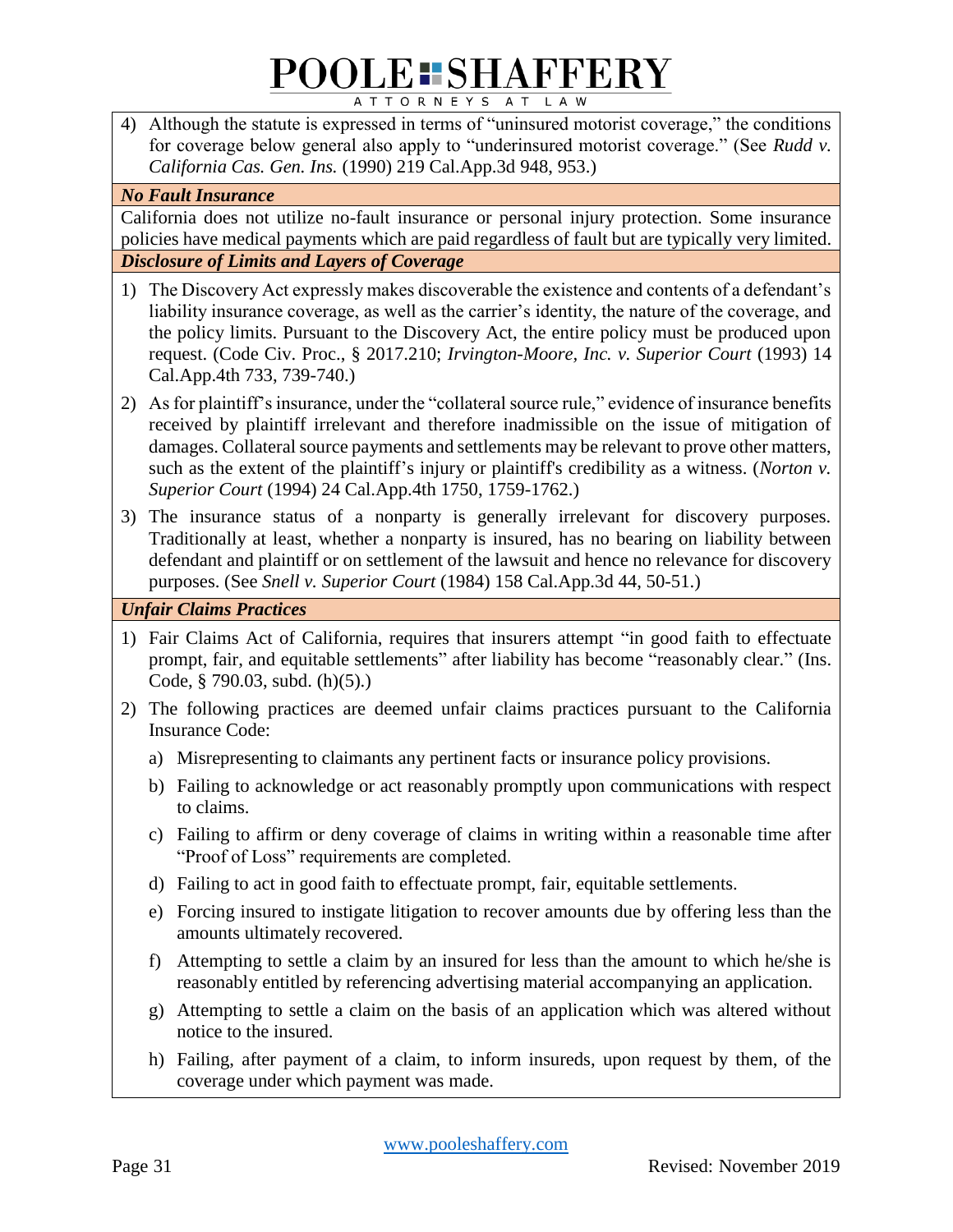4) Although the statute is expressed in terms of "uninsured motorist coverage," the conditions for coverage below general also apply to "underinsured motorist coverage." (See *Rudd v. California Cas. Gen. Ins.* (1990) 219 Cal.App.3d 948, 953.)

***No Fault Insurance***

California does not utilize no-fault insurance or personal injury protection. Some insurance policies have medical payments which are paid regardless of fault but are typically very limited.

***Disclosure of Limits and Layers of Coverage***

1) The Discovery Act expressly makes discoverable the existence and contents of a defendant's liability insurance coverage, as well as the carrier's identity, the nature of the coverage, and the policy limits. Pursuant to the Discovery Act, the entire policy must be produced upon request. (Code Civ. Proc., § 2017.210; *Irvington-Moore, Inc. v. Superior Court* (1993) 14 Cal.App.4th 733, 739-740.)

2) As for plaintiff's insurance, under the "collateral source rule," evidence of insurance benefits received by plaintiff irrelevant and therefore inadmissible on the issue of mitigation of damages. Collateral source payments and settlements may be relevant to prove other matters, such as the extent of the plaintiff's injury or plaintiff's credibility as a witness. (*Norton v. Superior Court* (1994) 24 Cal.App.4th 1750, 1759-1762.)

3) The insurance status of a nonparty is generally irrelevant for discovery purposes. Traditionally at least, whether a nonparty is insured, has no bearing on liability between defendant and plaintiff or on settlement of the lawsuit and hence no relevance for discovery purposes. (See *Snell v. Superior Court* (1984) 158 Cal.App.3d 44, 50-51.)

***Unfair Claims Practices***

1) Fair Claims Act of California, requires that insurers attempt "in good faith to effectuate prompt, fair, and equitable settlements" after liability has become "reasonably clear." (Ins. Code, § 790.03, subd. (h)(5).)

2) The following practices are deemed unfair claims practices pursuant to the California Insurance Code:

   a) Misrepresenting to claimants any pertinent facts or insurance policy provisions.

   b) Failing to acknowledge or act reasonably promptly upon communications with respect to claims.

   c) Failing to affirm or deny coverage of claims in writing within a reasonable time after "Proof of Loss" requirements are completed.

   d) Failing to act in good faith to effectuate prompt, fair, equitable settlements.

   e) Forcing insured to instigate litigation to recover amounts due by offering less than the amounts ultimately recovered.

   f) Attempting to settle a claim by an insured for less than the amount to which he/she is reasonably entitled by referencing advertising material accompanying an application.

   g) Attempting to settle a claim on the basis of an application which was altered without notice to the insured.

   h) Failing, after payment of a claim, to inform insureds, upon request by them, of the coverage under which payment was made.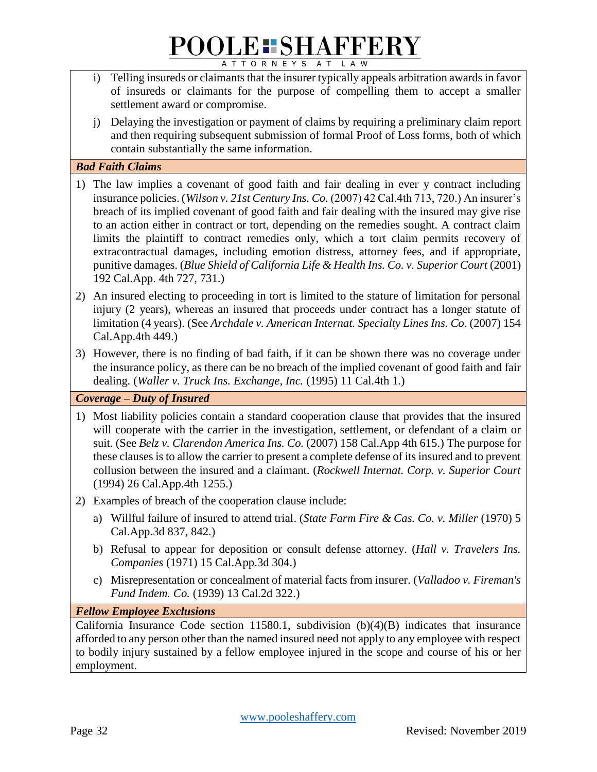i) Telling insureds or claimants that the insurer typically appeals arbitration awards in favor of insureds or claimants for the purpose of compelling them to accept a smaller settlement award or compromise.

j) Delaying the investigation or payment of claims by requiring a preliminary claim report and then requiring subsequent submission of formal Proof of Loss forms, both of which contain substantially the same information.

***Bad Faith Claims***

1) The law implies a covenant of good faith and fair dealing in ever y contract including insurance policies. (*Wilson v. 21st Century Ins. Co.* (2007) 42 Cal.4th 713, 720.) An insurer's breach of its implied covenant of good faith and fair dealing with the insured may give rise to an action either in contract or tort, depending on the remedies sought. A contract claim limits the plaintiff to contract remedies only, which a tort claim permits recovery of extracontractual damages, including emotion distress, attorney fees, and if appropriate, punitive damages. (*Blue Shield of California Life & Health Ins. Co. v. Superior Court* (2001) 192 Cal.App. 4th 727, 731.)

2) An insured electing to proceeding in tort is limited to the stature of limitation for personal injury (2 years), whereas an insured that proceeds under contract has a longer statute of limitation (4 years). (See *Archdale v. American Internat. Specialty Lines Ins. Co*. (2007) 154 Cal.App.4th 449.)

3) However, there is no finding of bad faith, if it can be shown there was no coverage under the insurance policy, as there can be no breach of the implied covenant of good faith and fair dealing. (*Waller v. Truck Ins. Exchange, Inc.* (1995) 11 Cal.4th 1.)

***Coverage – Duty of Insured***

1) Most liability policies contain a standard cooperation clause that provides that the insured will cooperate with the carrier in the investigation, settlement, or defendant of a claim or suit. (See *Belz v. Clarendon America Ins. Co.* (2007) 158 Cal.App 4th 615.) The purpose for these clauses is to allow the carrier to present a complete defense of its insured and to prevent collusion between the insured and a claimant. (*Rockwell Internat. Corp. v. Superior Court* (1994) 26 Cal.App.4th 1255.)

2) Examples of breach of the cooperation clause include:

   a) Willful failure of insured to attend trial. (*State Farm Fire & Cas. Co. v. Miller* (1970) 5 Cal.App.3d 837, 842.)

   b) Refusal to appear for deposition or consult defense attorney. (*Hall v. Travelers Ins. Companies* (1971) 15 Cal.App.3d 304.)

   c) Misrepresentation or concealment of material facts from insurer. (*Valladoo v. Fireman's Fund Indem. Co.* (1939) 13 Cal.2d 322.)

***Fellow Employee Exclusions***

California Insurance Code section 11580.1, subdivision (b)(4)(B) indicates that insurance afforded to any person other than the named insured need not apply to any employee with respect to bodily injury sustained by a fellow employee injured in the scope and course of his or her employment.